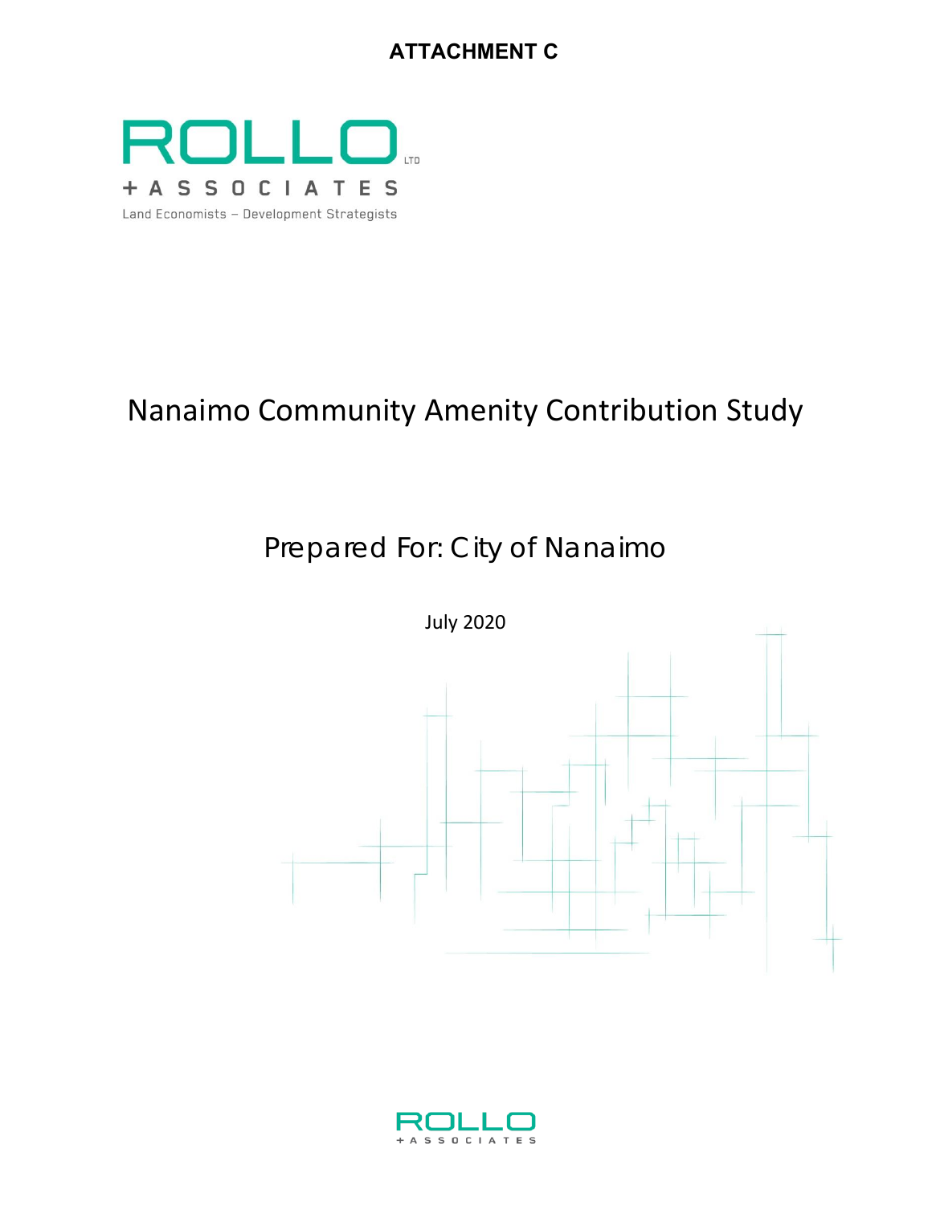**ATTACHMENT C**

ROLLO LTD
+ A S S O C I A T E S
Land Economists – Development Strategists

# Nanaimo Community Amenity Contribution Study

## Prepared For: City of Nanaimo

July 2020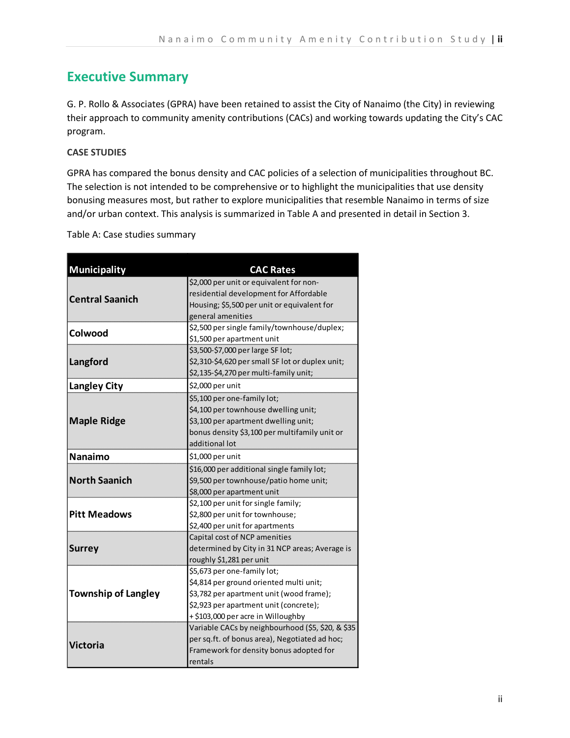## Executive Summary

G. P. Rollo & Associates (GPRA) have been retained to assist the City of Nanaimo (the City) in reviewing their approach to community amenity contributions (CACs) and working towards updating the City's CAC program.

**CASE STUDIES**

GPRA has compared the bonus density and CAC policies of a selection of municipalities throughout BC. The selection is not intended to be comprehensive or to highlight the municipalities that use density bonusing measures most, but rather to explore municipalities that resemble Nanaimo in terms of size and/or urban context. This analysis is summarized in Table A and presented in detail in Section 3.

Table A: Case studies summary

| Municipality | CAC Rates |
|---|---|
| Central Saanich | $2,000 per unit or equivalent for non-residential development for Affordable Housing; $5,500 per unit or equivalent for general amenities |
| Colwood | $2,500 per single family/townhouse/duplex; $1,500 per apartment unit |
| Langford | $3,500-$7,000 per large SF lot; $2,310-$4,620 per small SF lot or duplex unit; $2,135-$4,270 per multi-family unit; |
| Langley City | $2,000 per unit |
| Maple Ridge | $5,100 per one-family lot; $4,100 per townhouse dwelling unit; $3,100 per apartment dwelling unit; bonus density $3,100 per multifamily unit or additional lot |
| Nanaimo | $1,000 per unit |
| North Saanich | $16,000 per additional single family lot; $9,500 per townhouse/patio home unit; $8,000 per apartment unit |
| Pitt Meadows | $2,100 per unit for single family; $2,800 per unit for townhouse; $2,400 per unit for apartments |
| Surrey | Capital cost of NCP amenities determined by City in 31 NCP areas; Average is roughly $1,281 per unit |
| Township of Langley | $5,673 per one-family lot; $4,814 per ground oriented multi unit; $3,782 per apartment unit (wood frame); $2,923 per apartment unit (concrete); + $103,000 per acre in Willoughby |
| Victoria | Variable CACs by neighbourhood ($5, $20, & $35 per sq.ft. of bonus area), Negotiated ad hoc; Framework for density bonus adopted for rentals |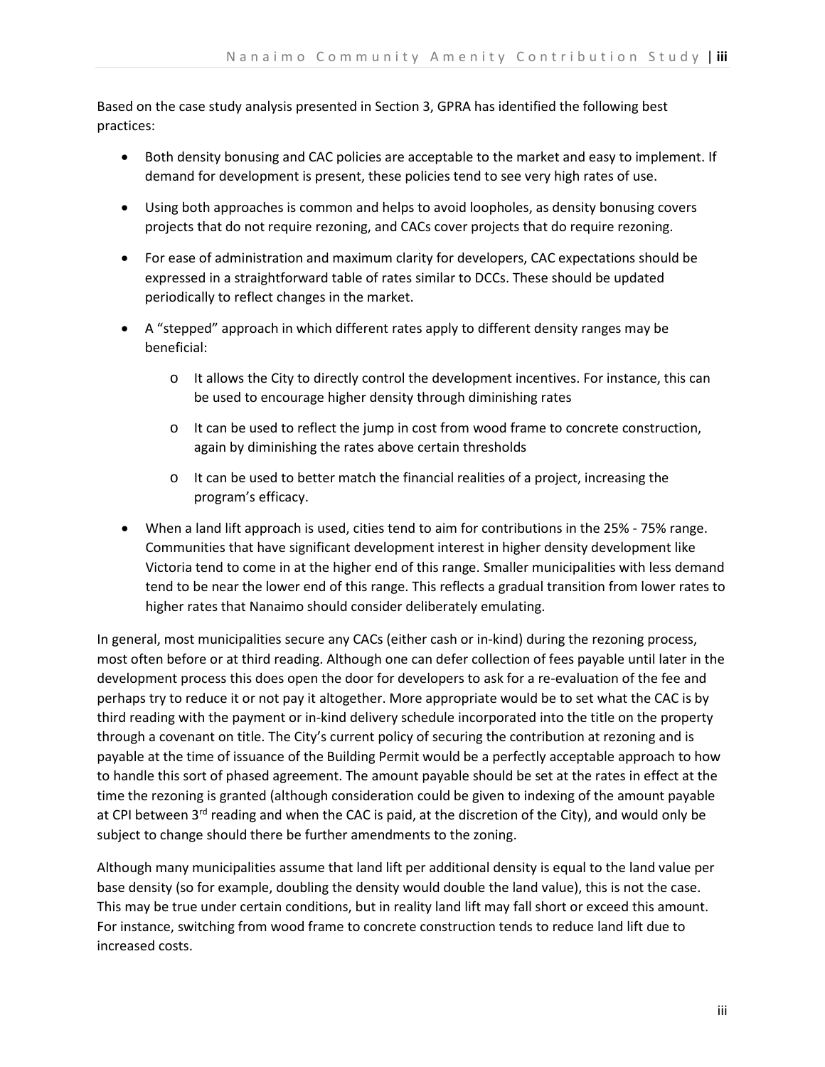Based on the case study analysis presented in Section 3, GPRA has identified the following best practices:

- Both density bonusing and CAC policies are acceptable to the market and easy to implement. If demand for development is present, these policies tend to see very high rates of use.
- Using both approaches is common and helps to avoid loopholes, as density bonusing covers projects that do not require rezoning, and CACs cover projects that do require rezoning.
- For ease of administration and maximum clarity for developers, CAC expectations should be expressed in a straightforward table of rates similar to DCCs. These should be updated periodically to reflect changes in the market.
- A "stepped" approach in which different rates apply to different density ranges may be beneficial:
  - It allows the City to directly control the development incentives. For instance, this can be used to encourage higher density through diminishing rates
  - It can be used to reflect the jump in cost from wood frame to concrete construction, again by diminishing the rates above certain thresholds
  - It can be used to better match the financial realities of a project, increasing the program's efficacy.
- When a land lift approach is used, cities tend to aim for contributions in the 25% - 75% range. Communities that have significant development interest in higher density development like Victoria tend to come in at the higher end of this range. Smaller municipalities with less demand tend to be near the lower end of this range. This reflects a gradual transition from lower rates to higher rates that Nanaimo should consider deliberately emulating.

In general, most municipalities secure any CACs (either cash or in-kind) during the rezoning process, most often before or at third reading. Although one can defer collection of fees payable until later in the development process this does open the door for developers to ask for a re-evaluation of the fee and perhaps try to reduce it or not pay it altogether. More appropriate would be to set what the CAC is by third reading with the payment or in-kind delivery schedule incorporated into the title on the property through a covenant on title. The City's current policy of securing the contribution at rezoning and is payable at the time of issuance of the Building Permit would be a perfectly acceptable approach to how to handle this sort of phased agreement. The amount payable should be set at the rates in effect at the time the rezoning is granted (although consideration could be given to indexing of the amount payable at CPI between 3rd reading and when the CAC is paid, at the discretion of the City), and would only be subject to change should there be further amendments to the zoning.

Although many municipalities assume that land lift per additional density is equal to the land value per base density (so for example, doubling the density would double the land value), this is not the case. This may be true under certain conditions, but in reality land lift may fall short or exceed this amount. For instance, switching from wood frame to concrete construction tends to reduce land lift due to increased costs.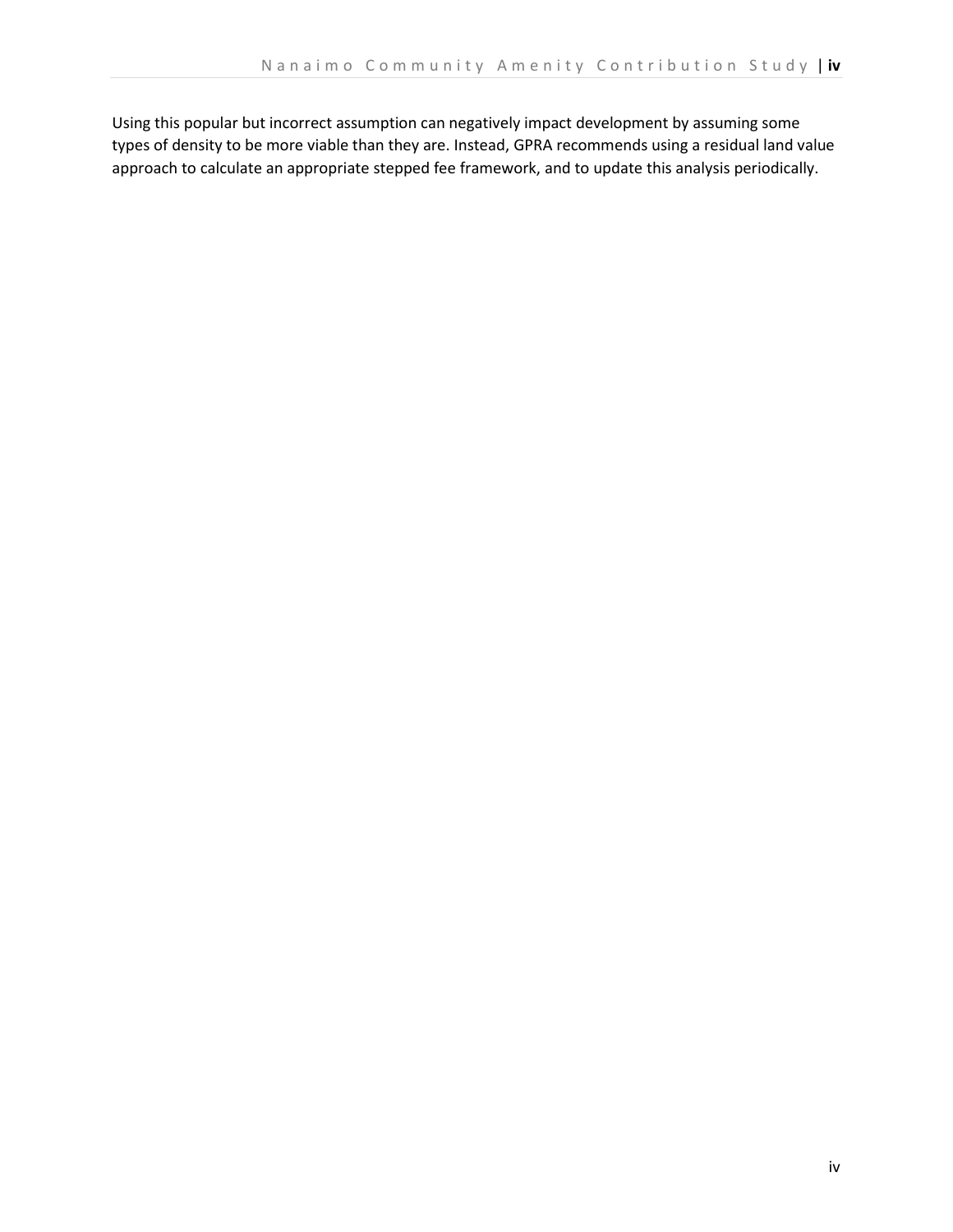Using this popular but incorrect assumption can negatively impact development by assuming some types of density to be more viable than they are. Instead, GPRA recommends using a residual land value approach to calculate an appropriate stepped fee framework, and to update this analysis periodically.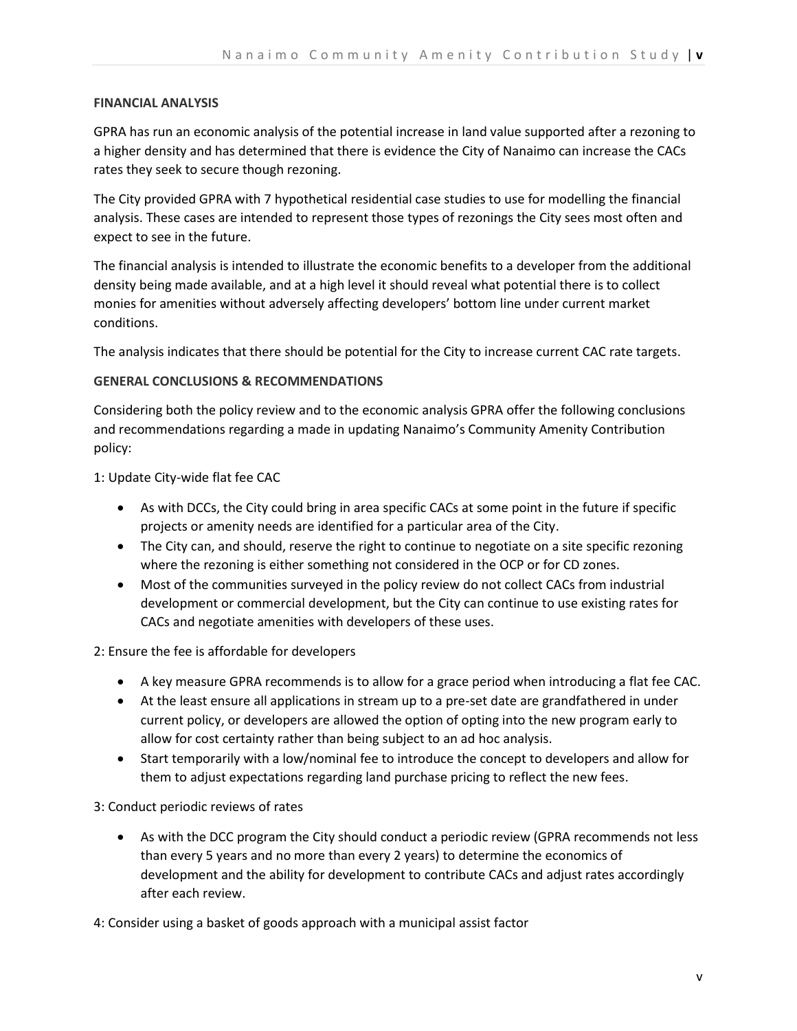**FINANCIAL ANALYSIS**

GPRA has run an economic analysis of the potential increase in land value supported after a rezoning to a higher density and has determined that there is evidence the City of Nanaimo can increase the CACs rates they seek to secure though rezoning.

The City provided GPRA with 7 hypothetical residential case studies to use for modelling the financial analysis. These cases are intended to represent those types of rezonings the City sees most often and expect to see in the future.

The financial analysis is intended to illustrate the economic benefits to a developer from the additional density being made available, and at a high level it should reveal what potential there is to collect monies for amenities without adversely affecting developers' bottom line under current market conditions.

The analysis indicates that there should be potential for the City to increase current CAC rate targets.

**GENERAL CONCLUSIONS & RECOMMENDATIONS**

Considering both the policy review and to the economic analysis GPRA offer the following conclusions and recommendations regarding a made in updating Nanaimo's Community Amenity Contribution policy:

1: Update City-wide flat fee CAC

- As with DCCs, the City could bring in area specific CACs at some point in the future if specific projects or amenity needs are identified for a particular area of the City.
- The City can, and should, reserve the right to continue to negotiate on a site specific rezoning where the rezoning is either something not considered in the OCP or for CD zones.
- Most of the communities surveyed in the policy review do not collect CACs from industrial development or commercial development, but the City can continue to use existing rates for CACs and negotiate amenities with developers of these uses.

2: Ensure the fee is affordable for developers

- A key measure GPRA recommends is to allow for a grace period when introducing a flat fee CAC.
- At the least ensure all applications in stream up to a pre-set date are grandfathered in under current policy, or developers are allowed the option of opting into the new program early to allow for cost certainty rather than being subject to an ad hoc analysis.
- Start temporarily with a low/nominal fee to introduce the concept to developers and allow for them to adjust expectations regarding land purchase pricing to reflect the new fees.

3: Conduct periodic reviews of rates

- As with the DCC program the City should conduct a periodic review (GPRA recommends not less than every 5 years and no more than every 2 years) to determine the economics of development and the ability for development to contribute CACs and adjust rates accordingly after each review.

4: Consider using a basket of goods approach with a municipal assist factor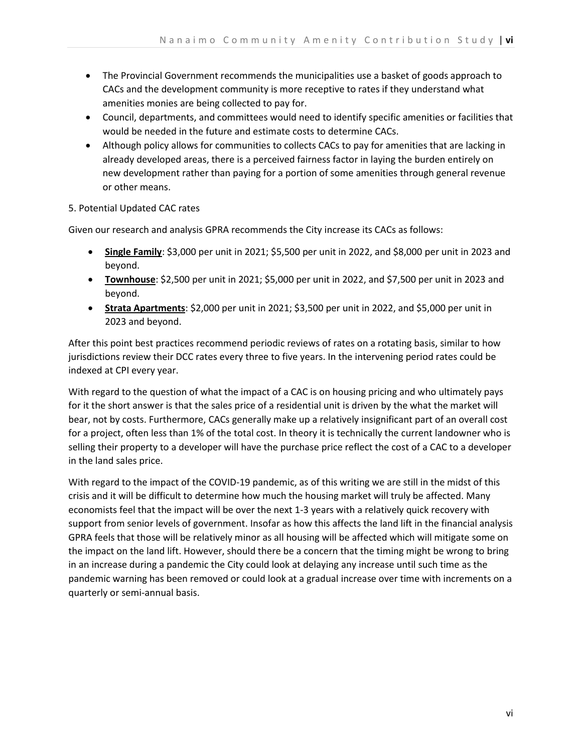- The Provincial Government recommends the municipalities use a basket of goods approach to CACs and the development community is more receptive to rates if they understand what amenities monies are being collected to pay for.
- Council, departments, and committees would need to identify specific amenities or facilities that would be needed in the future and estimate costs to determine CACs.
- Although policy allows for communities to collects CACs to pay for amenities that are lacking in already developed areas, there is a perceived fairness factor in laying the burden entirely on new development rather than paying for a portion of some amenities through general revenue or other means.

5. Potential Updated CAC rates

Given our research and analysis GPRA recommends the City increase its CACs as follows:

- **Single Family**: $3,000 per unit in 2021; $5,500 per unit in 2022, and $8,000 per unit in 2023 and beyond.
- **Townhouse**: $2,500 per unit in 2021; $5,000 per unit in 2022, and $7,500 per unit in 2023 and beyond.
- **Strata Apartments**: $2,000 per unit in 2021; $3,500 per unit in 2022, and $5,000 per unit in 2023 and beyond.

After this point best practices recommend periodic reviews of rates on a rotating basis, similar to how jurisdictions review their DCC rates every three to five years. In the intervening period rates could be indexed at CPI every year.

With regard to the question of what the impact of a CAC is on housing pricing and who ultimately pays for it the short answer is that the sales price of a residential unit is driven by the what the market will bear, not by costs. Furthermore, CACs generally make up a relatively insignificant part of an overall cost for a project, often less than 1% of the total cost. In theory it is technically the current landowner who is selling their property to a developer will have the purchase price reflect the cost of a CAC to a developer in the land sales price.

With regard to the impact of the COVID-19 pandemic, as of this writing we are still in the midst of this crisis and it will be difficult to determine how much the housing market will truly be affected. Many economists feel that the impact will be over the next 1-3 years with a relatively quick recovery with support from senior levels of government. Insofar as how this affects the land lift in the financial analysis GPRA feels that those will be relatively minor as all housing will be affected which will mitigate some on the impact on the land lift. However, should there be a concern that the timing might be wrong to bring in an increase during a pandemic the City could look at delaying any increase until such time as the pandemic warning has been removed or could look at a gradual increase over time with increments on a quarterly or semi-annual basis.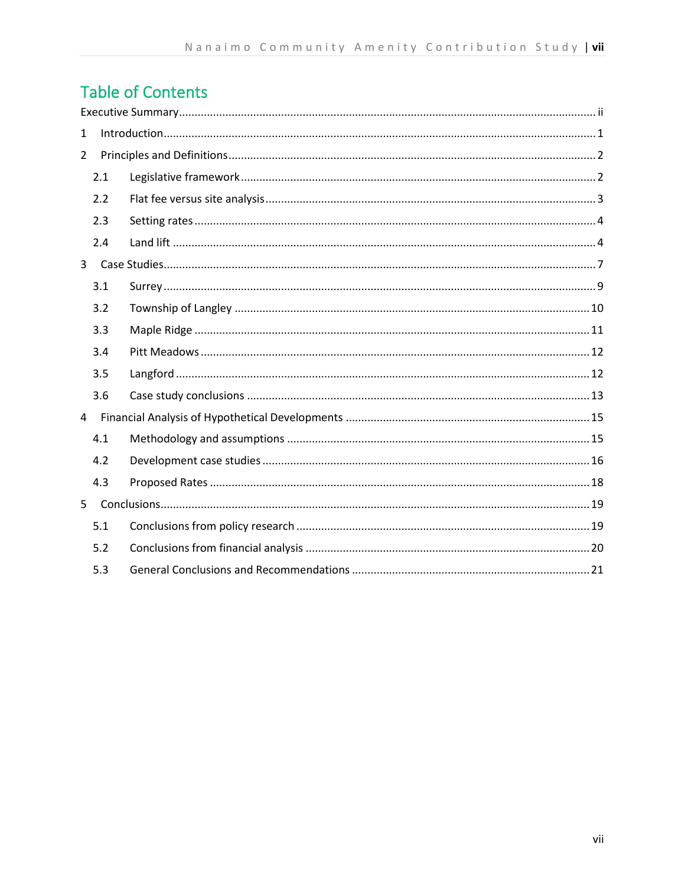# Table of Contents

Executive Summary ..... ii

1 Introduction ..... 1

2 Principles and Definitions ..... 2

- 2.1 Legislative framework ..... 2
- 2.2 Flat fee versus site analysis ..... 3
- 2.3 Setting rates ..... 4
- 2.4 Land lift ..... 4

3 Case Studies ..... 7

- 3.1 Surrey ..... 9
- 3.2 Township of Langley ..... 10
- 3.3 Maple Ridge ..... 11
- 3.4 Pitt Meadows ..... 12
- 3.5 Langford ..... 12
- 3.6 Case study conclusions ..... 13

4 Financial Analysis of Hypothetical Developments ..... 15

- 4.1 Methodology and assumptions ..... 15
- 4.2 Development case studies ..... 16
- 4.3 Proposed Rates ..... 18

5 Conclusions ..... 19

- 5.1 Conclusions from policy research ..... 19
- 5.2 Conclusions from financial analysis ..... 20
- 5.3 General Conclusions and Recommendations ..... 21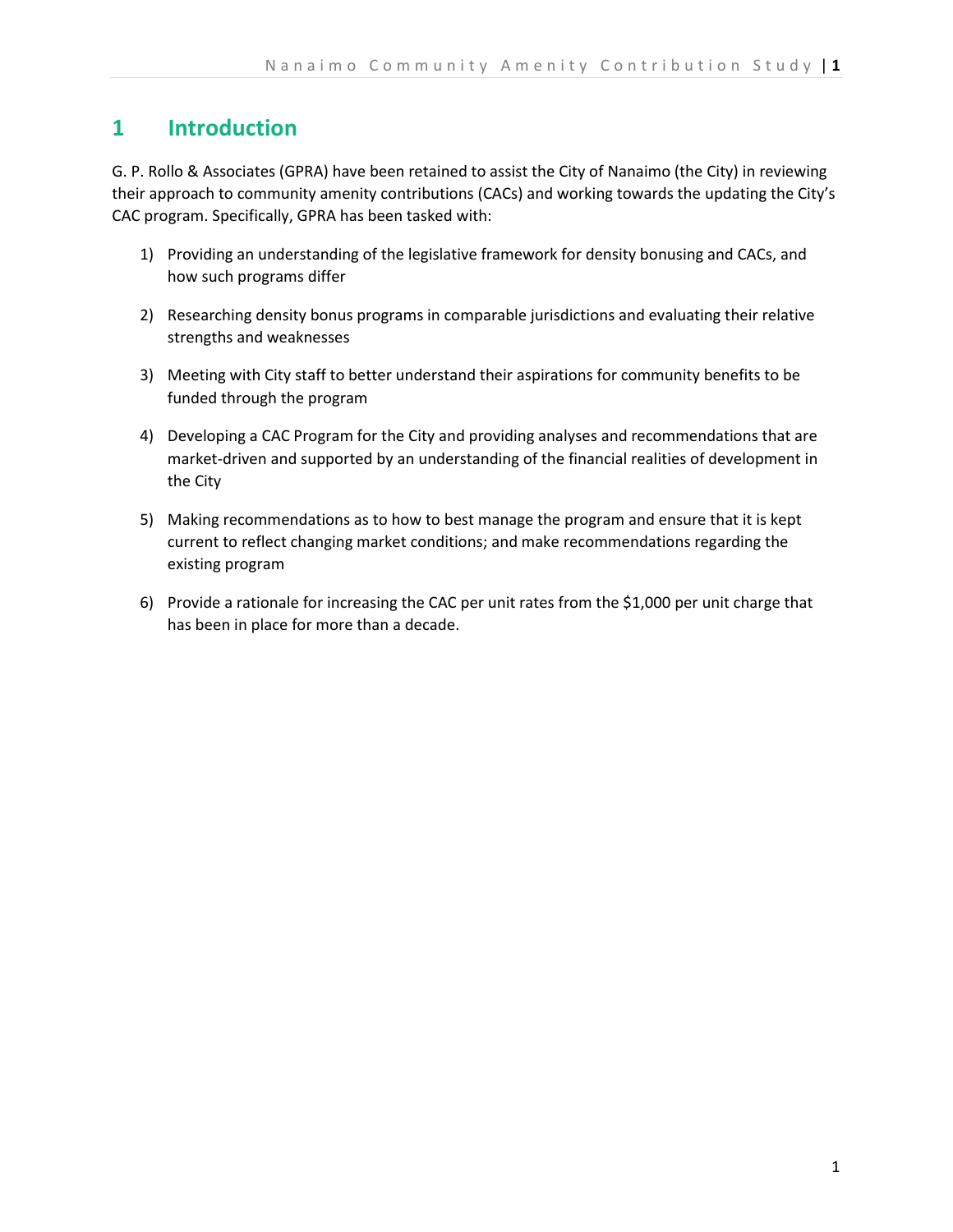# 1 Introduction

G. P. Rollo & Associates (GPRA) have been retained to assist the City of Nanaimo (the City) in reviewing their approach to community amenity contributions (CACs) and working towards the updating the City's CAC program. Specifically, GPRA has been tasked with:

1) Providing an understanding of the legislative framework for density bonusing and CACs, and how such programs differ

2) Researching density bonus programs in comparable jurisdictions and evaluating their relative strengths and weaknesses

3) Meeting with City staff to better understand their aspirations for community benefits to be funded through the program

4) Developing a CAC Program for the City and providing analyses and recommendations that are market-driven and supported by an understanding of the financial realities of development in the City

5) Making recommendations as to how to best manage the program and ensure that it is kept current to reflect changing market conditions; and make recommendations regarding the existing program

6) Provide a rationale for increasing the CAC per unit rates from the $1,000 per unit charge that has been in place for more than a decade.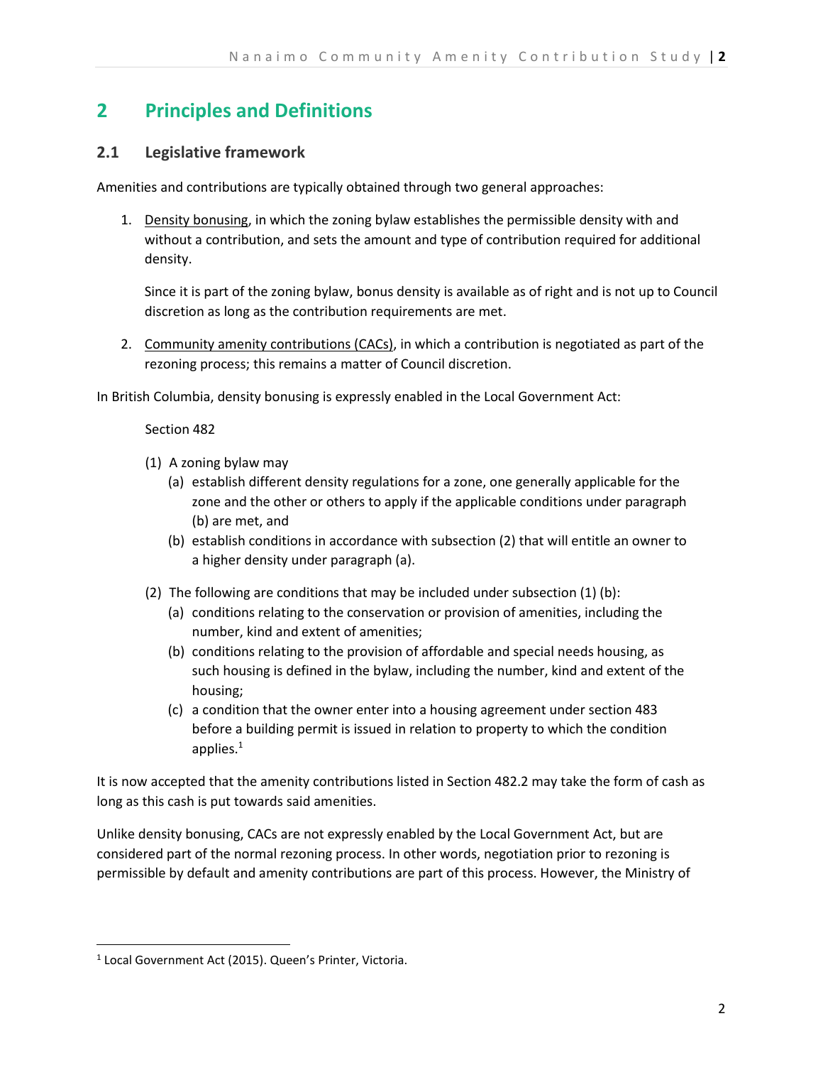# 2 Principles and Definitions

## 2.1 Legislative framework

Amenities and contributions are typically obtained through two general approaches:

1. Density bonusing, in which the zoning bylaw establishes the permissible density with and without a contribution, and sets the amount and type of contribution required for additional density.

   Since it is part of the zoning bylaw, bonus density is available as of right and is not up to Council discretion as long as the contribution requirements are met.

2. Community amenity contributions (CACs), in which a contribution is negotiated as part of the rezoning process; this remains a matter of Council discretion.

In British Columbia, density bonusing is expressly enabled in the Local Government Act:

> Section 482
>
> (1) A zoning bylaw may
>
> (a) establish different density regulations for a zone, one generally applicable for the zone and the other or others to apply if the applicable conditions under paragraph (b) are met, and
>
> (b) establish conditions in accordance with subsection (2) that will entitle an owner to a higher density under paragraph (a).
>
> (2) The following are conditions that may be included under subsection (1) (b):
>
> (a) conditions relating to the conservation or provision of amenities, including the number, kind and extent of amenities;
>
> (b) conditions relating to the provision of affordable and special needs housing, as such housing is defined in the bylaw, including the number, kind and extent of the housing;
>
> (c) a condition that the owner enter into a housing agreement under section 483 before a building permit is issued in relation to property to which the condition applies.[1]

It is now accepted that the amenity contributions listed in Section 482.2 may take the form of cash as long as this cash is put towards said amenities.

Unlike density bonusing, CACs are not expressly enabled by the Local Government Act, but are considered part of the normal rezoning process. In other words, negotiation prior to rezoning is permissible by default and amenity contributions are part of this process. However, the Ministry of

[1] Local Government Act (2015). Queen's Printer, Victoria.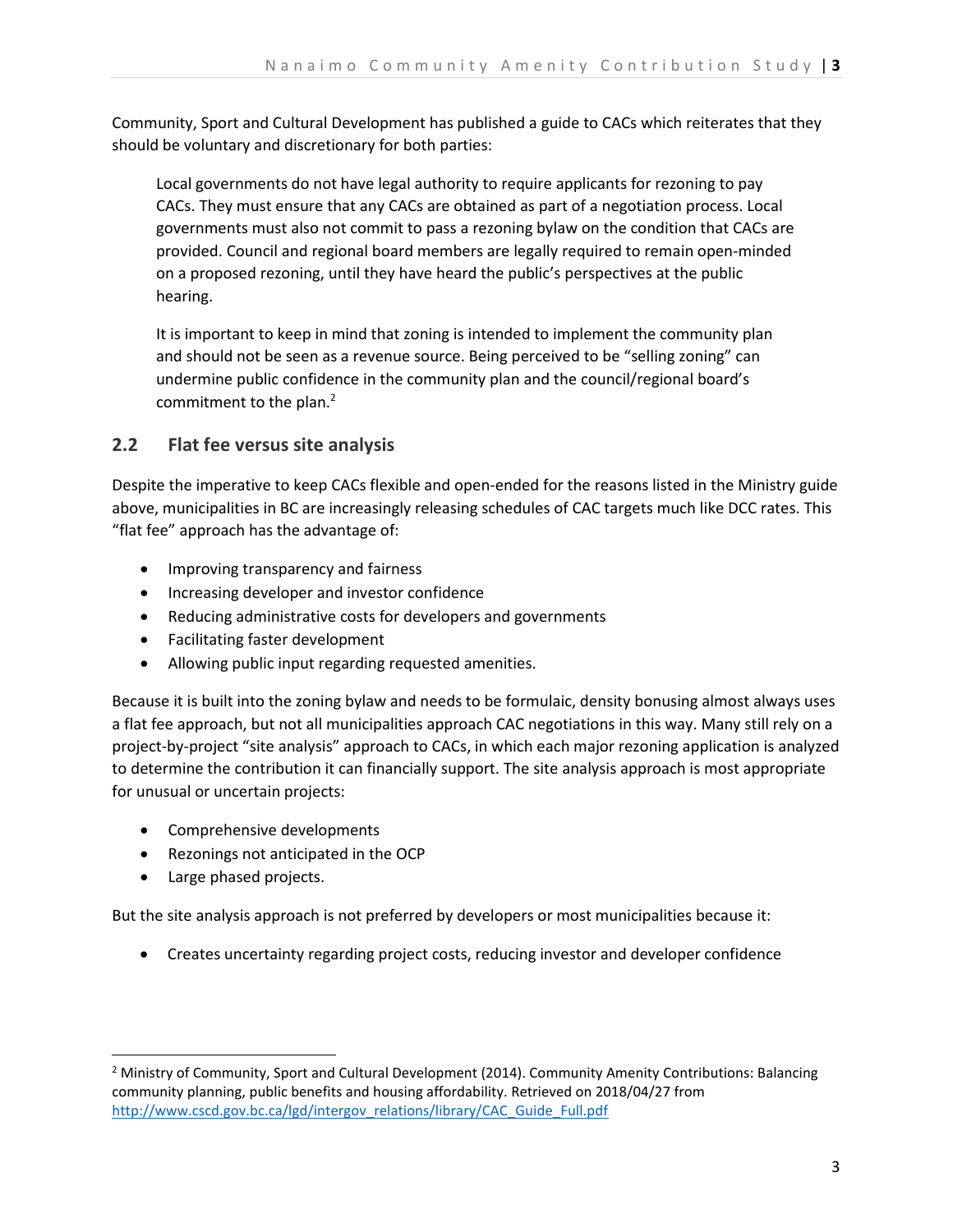Community, Sport and Cultural Development has published a guide to CACs which reiterates that they should be voluntary and discretionary for both parties:

> Local governments do not have legal authority to require applicants for rezoning to pay CACs. They must ensure that any CACs are obtained as part of a negotiation process. Local governments must also not commit to pass a rezoning bylaw on the condition that CACs are provided. Council and regional board members are legally required to remain open-minded on a proposed rezoning, until they have heard the public's perspectives at the public hearing.
>
> It is important to keep in mind that zoning is intended to implement the community plan and should not be seen as a revenue source. Being perceived to be "selling zoning" can undermine public confidence in the community plan and the council/regional board's commitment to the plan.[2]

## 2.2 Flat fee versus site analysis

Despite the imperative to keep CACs flexible and open-ended for the reasons listed in the Ministry guide above, municipalities in BC are increasingly releasing schedules of CAC targets much like DCC rates. This "flat fee" approach has the advantage of:

- Improving transparency and fairness
- Increasing developer and investor confidence
- Reducing administrative costs for developers and governments
- Facilitating faster development
- Allowing public input regarding requested amenities.

Because it is built into the zoning bylaw and needs to be formulaic, density bonusing almost always uses a flat fee approach, but not all municipalities approach CAC negotiations in this way. Many still rely on a project-by-project "site analysis" approach to CACs, in which each major rezoning application is analyzed to determine the contribution it can financially support. The site analysis approach is most appropriate for unusual or uncertain projects:

- Comprehensive developments
- Rezonings not anticipated in the OCP
- Large phased projects.

But the site analysis approach is not preferred by developers or most municipalities because it:

- Creates uncertainty regarding project costs, reducing investor and developer confidence

---

[2] Ministry of Community, Sport and Cultural Development (2014). Community Amenity Contributions: Balancing community planning, public benefits and housing affordability. Retrieved on 2018/04/27 from http://www.cscd.gov.bc.ca/lgd/intergov_relations/library/CAC_Guide_Full.pdf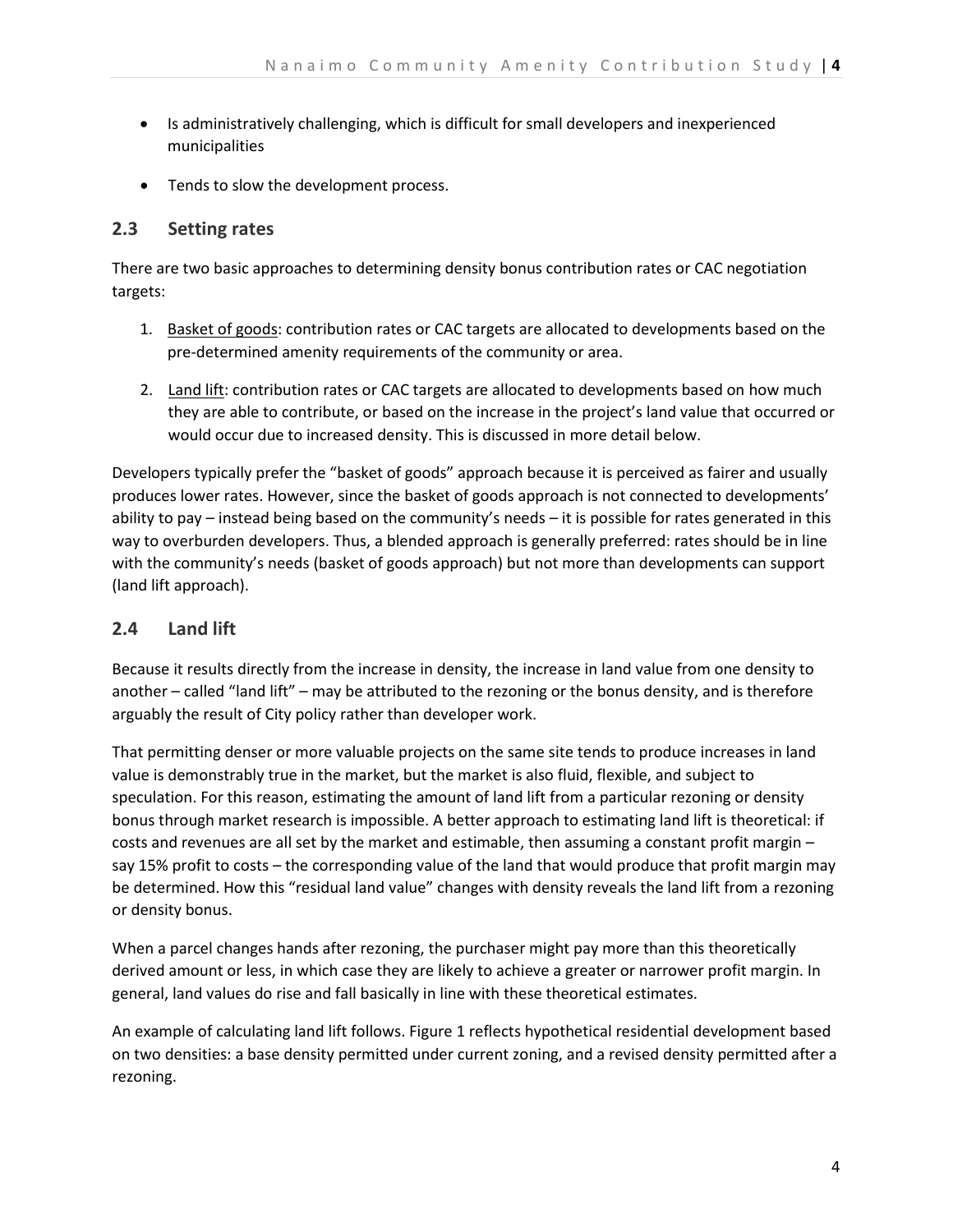- Is administratively challenging, which is difficult for small developers and inexperienced municipalities
- Tends to slow the development process.

## 2.3 Setting rates

There are two basic approaches to determining density bonus contribution rates or CAC negotiation targets:

1. Basket of goods: contribution rates or CAC targets are allocated to developments based on the pre-determined amenity requirements of the community or area.
2. Land lift: contribution rates or CAC targets are allocated to developments based on how much they are able to contribute, or based on the increase in the project's land value that occurred or would occur due to increased density. This is discussed in more detail below.

Developers typically prefer the "basket of goods" approach because it is perceived as fairer and usually produces lower rates. However, since the basket of goods approach is not connected to developments' ability to pay – instead being based on the community's needs – it is possible for rates generated in this way to overburden developers. Thus, a blended approach is generally preferred: rates should be in line with the community's needs (basket of goods approach) but not more than developments can support (land lift approach).

## 2.4 Land lift

Because it results directly from the increase in density, the increase in land value from one density to another – called "land lift" – may be attributed to the rezoning or the bonus density, and is therefore arguably the result of City policy rather than developer work.

That permitting denser or more valuable projects on the same site tends to produce increases in land value is demonstrably true in the market, but the market is also fluid, flexible, and subject to speculation. For this reason, estimating the amount of land lift from a particular rezoning or density bonus through market research is impossible. A better approach to estimating land lift is theoretical: if costs and revenues are all set by the market and estimable, then assuming a constant profit margin – say 15% profit to costs – the corresponding value of the land that would produce that profit margin may be determined. How this "residual land value" changes with density reveals the land lift from a rezoning or density bonus.

When a parcel changes hands after rezoning, the purchaser might pay more than this theoretically derived amount or less, in which case they are likely to achieve a greater or narrower profit margin. In general, land values do rise and fall basically in line with these theoretical estimates.

An example of calculating land lift follows. Figure 1 reflects hypothetical residential development based on two densities: a base density permitted under current zoning, and a revised density permitted after a rezoning.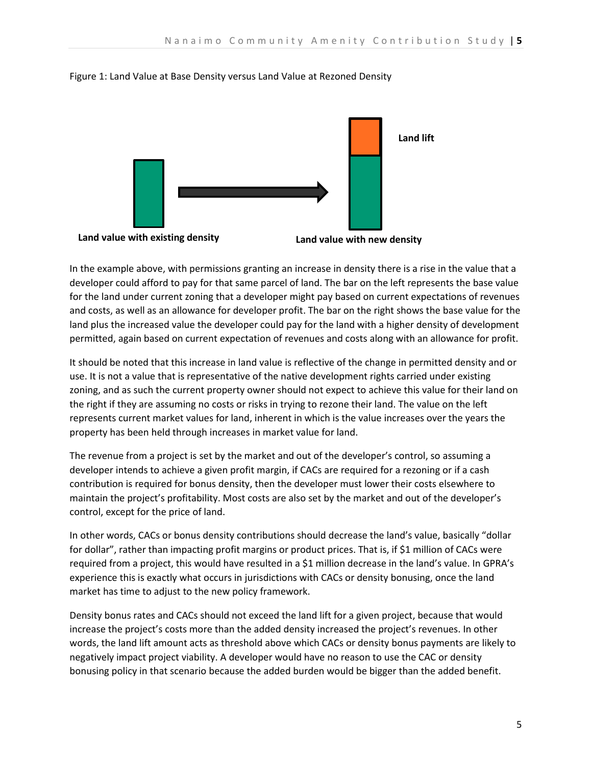Figure 1: Land Value at Base Density versus Land Value at Rezoned Density

Land lift

Land value with existing density

Land value with new density

In the example above, with permissions granting an increase in density there is a rise in the value that a developer could afford to pay for that same parcel of land. The bar on the left represents the base value for the land under current zoning that a developer might pay based on current expectations of revenues and costs, as well as an allowance for developer profit. The bar on the right shows the base value for the land plus the increased value the developer could pay for the land with a higher density of development permitted, again based on current expectation of revenues and costs along with an allowance for profit.

It should be noted that this increase in land value is reflective of the change in permitted density and or use. It is not a value that is representative of the native development rights carried under existing zoning, and as such the current property owner should not expect to achieve this value for their land on the right if they are assuming no costs or risks in trying to rezone their land. The value on the left represents current market values for land, inherent in which is the value increases over the years the property has been held through increases in market value for land.

The revenue from a project is set by the market and out of the developer's control, so assuming a developer intends to achieve a given profit margin, if CACs are required for a rezoning or if a cash contribution is required for bonus density, then the developer must lower their costs elsewhere to maintain the project's profitability. Most costs are also set by the market and out of the developer's control, except for the price of land.

In other words, CACs or bonus density contributions should decrease the land's value, basically "dollar for dollar", rather than impacting profit margins or product prices. That is, if $1 million of CACs were required from a project, this would have resulted in a $1 million decrease in the land's value. In GPRA's experience this is exactly what occurs in jurisdictions with CACs or density bonusing, once the land market has time to adjust to the new policy framework.

Density bonus rates and CACs should not exceed the land lift for a given project, because that would increase the project's costs more than the added density increased the project's revenues. In other words, the land lift amount acts as threshold above which CACs or density bonus payments are likely to negatively impact project viability. A developer would have no reason to use the CAC or density bonusing policy in that scenario because the added burden would be bigger than the added benefit.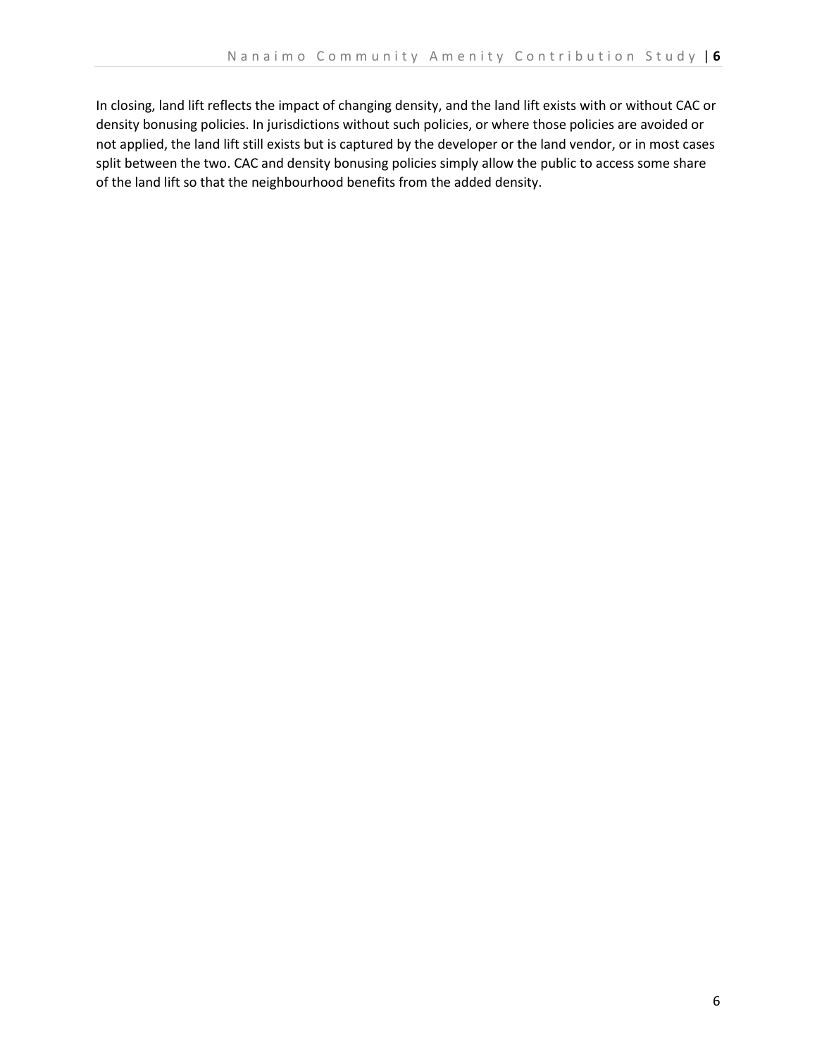In closing, land lift reflects the impact of changing density, and the land lift exists with or without CAC or density bonusing policies. In jurisdictions without such policies, or where those policies are avoided or not applied, the land lift still exists but is captured by the developer or the land vendor, or in most cases split between the two. CAC and density bonusing policies simply allow the public to access some share of the land lift so that the neighbourhood benefits from the added density.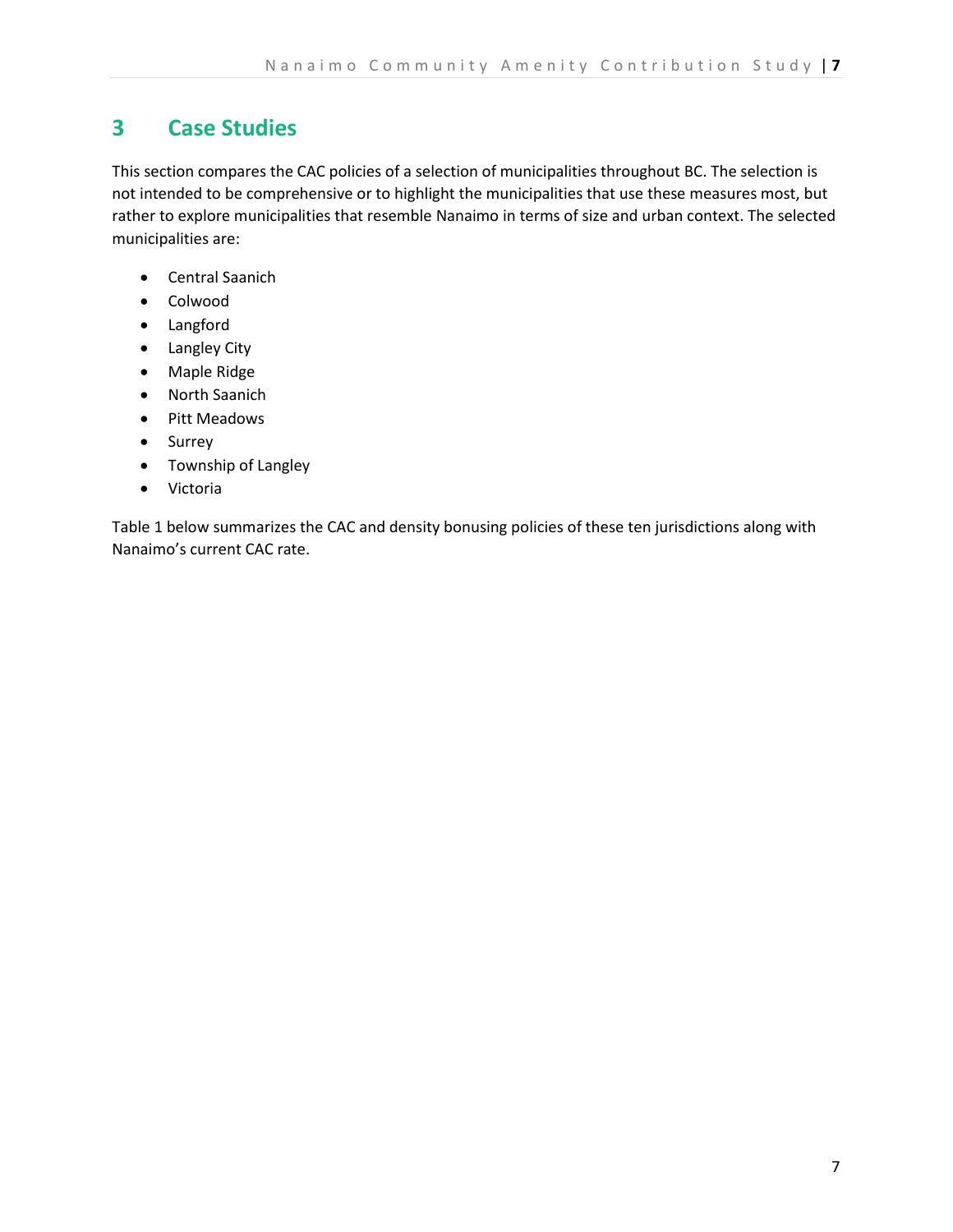# 3 Case Studies

This section compares the CAC policies of a selection of municipalities throughout BC. The selection is not intended to be comprehensive or to highlight the municipalities that use these measures most, but rather to explore municipalities that resemble Nanaimo in terms of size and urban context. The selected municipalities are:

- Central Saanich
- Colwood
- Langford
- Langley City
- Maple Ridge
- North Saanich
- Pitt Meadows
- Surrey
- Township of Langley
- Victoria

Table 1 below summarizes the CAC and density bonusing policies of these ten jurisdictions along with Nanaimo's current CAC rate.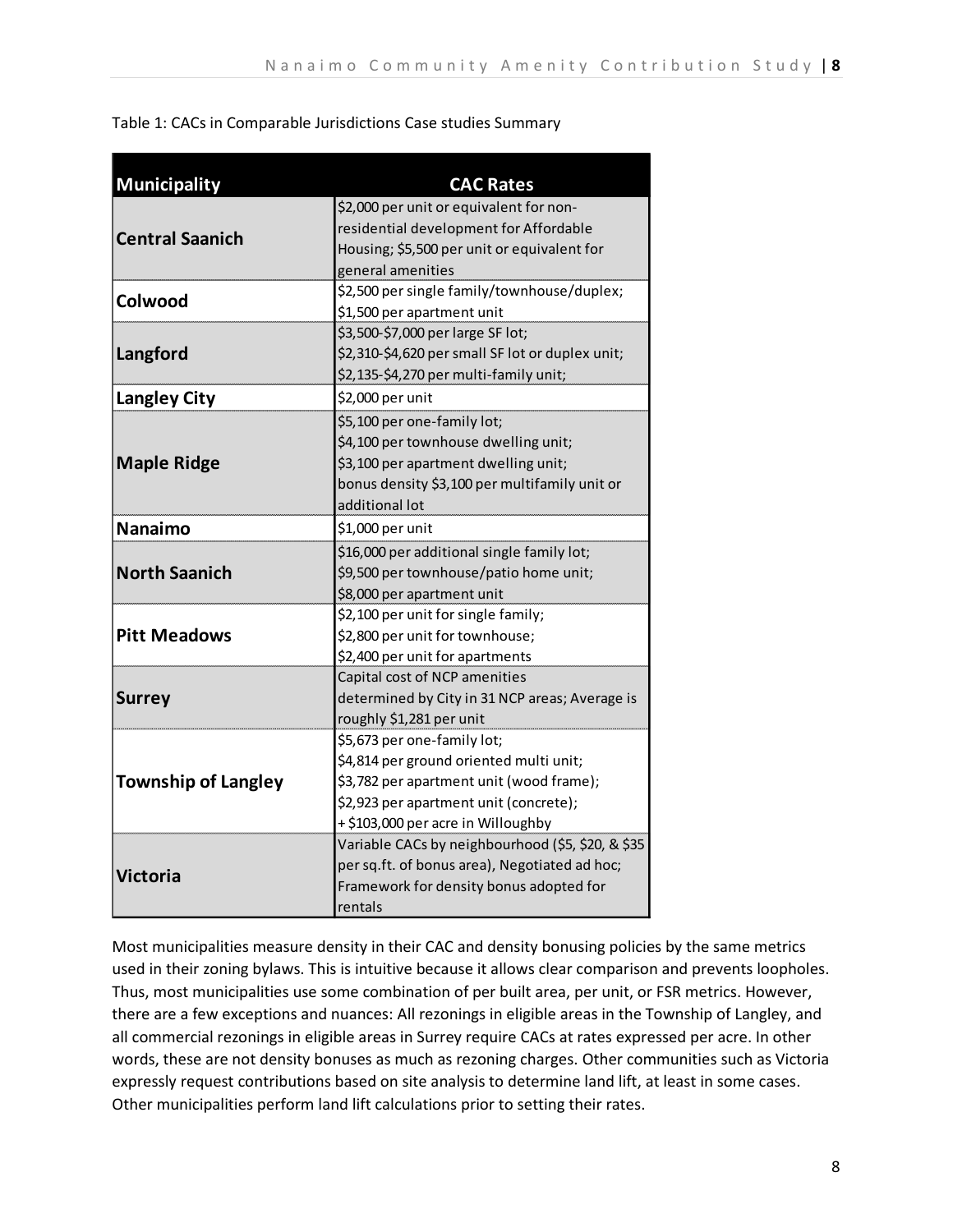Table 1: CACs in Comparable Jurisdictions Case studies Summary

| Municipality | CAC Rates |
|---|---|
| **Central Saanich** | $2,000 per unit or equivalent for non-residential development for Affordable Housing; $5,500 per unit or equivalent for general amenities |
| **Colwood** | $2,500 per single family/townhouse/duplex; $1,500 per apartment unit |
| **Langford** | $3,500-$7,000 per large SF lot; $2,310-$4,620 per small SF lot or duplex unit; $2,135-$4,270 per multi-family unit; |
| **Langley City** | $2,000 per unit |
| **Maple Ridge** | $5,100 per one-family lot; $4,100 per townhouse dwelling unit; $3,100 per apartment dwelling unit; bonus density $3,100 per multifamily unit or additional lot |
| **Nanaimo** | $1,000 per unit |
| **North Saanich** | $16,000 per additional single family lot; $9,500 per townhouse/patio home unit; $8,000 per apartment unit |
| **Pitt Meadows** | $2,100 per unit for single family; $2,800 per unit for townhouse; $2,400 per unit for apartments |
| **Surrey** | Capital cost of NCP amenities determined by City in 31 NCP areas; Average is roughly $1,281 per unit |
| **Township of Langley** | $5,673 per one-family lot; $4,814 per ground oriented multi unit; $3,782 per apartment unit (wood frame); $2,923 per apartment unit (concrete); + $103,000 per acre in Willoughby |
| **Victoria** | Variable CACs by neighbourhood ($5, $20, & $35 per sq.ft. of bonus area), Negotiated ad hoc; Framework for density bonus adopted for rentals |

Most municipalities measure density in their CAC and density bonusing policies by the same metrics used in their zoning bylaws. This is intuitive because it allows clear comparison and prevents loopholes. Thus, most municipalities use some combination of per built area, per unit, or FSR metrics. However, there are a few exceptions and nuances: All rezonings in eligible areas in the Township of Langley, and all commercial rezonings in eligible areas in Surrey require CACs at rates expressed per acre. In other words, these are not density bonuses as much as rezoning charges. Other communities such as Victoria expressly request contributions based on site analysis to determine land lift, at least in some cases. Other municipalities perform land lift calculations prior to setting their rates.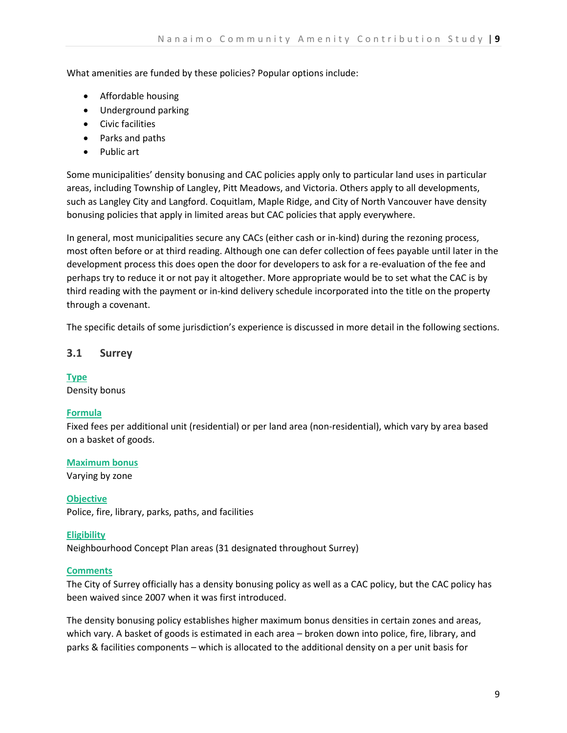What amenities are funded by these policies? Popular options include:

- Affordable housing
- Underground parking
- Civic facilities
- Parks and paths
- Public art

Some municipalities' density bonusing and CAC policies apply only to particular land uses in particular areas, including Township of Langley, Pitt Meadows, and Victoria. Others apply to all developments, such as Langley City and Langford. Coquitlam, Maple Ridge, and City of North Vancouver have density bonusing policies that apply in limited areas but CAC policies that apply everywhere.

In general, most municipalities secure any CACs (either cash or in-kind) during the rezoning process, most often before or at third reading. Although one can defer collection of fees payable until later in the development process this does open the door for developers to ask for a re-evaluation of the fee and perhaps try to reduce it or not pay it altogether. More appropriate would be to set what the CAC is by third reading with the payment or in-kind delivery schedule incorporated into the title on the property through a covenant.

The specific details of some jurisdiction's experience is discussed in more detail in the following sections.

## 3.1 Surrey

**Type**
Density bonus

**Formula**
Fixed fees per additional unit (residential) or per land area (non-residential), which vary by area based on a basket of goods.

**Maximum bonus**
Varying by zone

**Objective**
Police, fire, library, parks, paths, and facilities

**Eligibility**
Neighbourhood Concept Plan areas (31 designated throughout Surrey)

**Comments**
The City of Surrey officially has a density bonusing policy as well as a CAC policy, but the CAC policy has been waived since 2007 when it was first introduced.

The density bonusing policy establishes higher maximum bonus densities in certain zones and areas, which vary. A basket of goods is estimated in each area – broken down into police, fire, library, and parks & facilities components – which is allocated to the additional density on a per unit basis for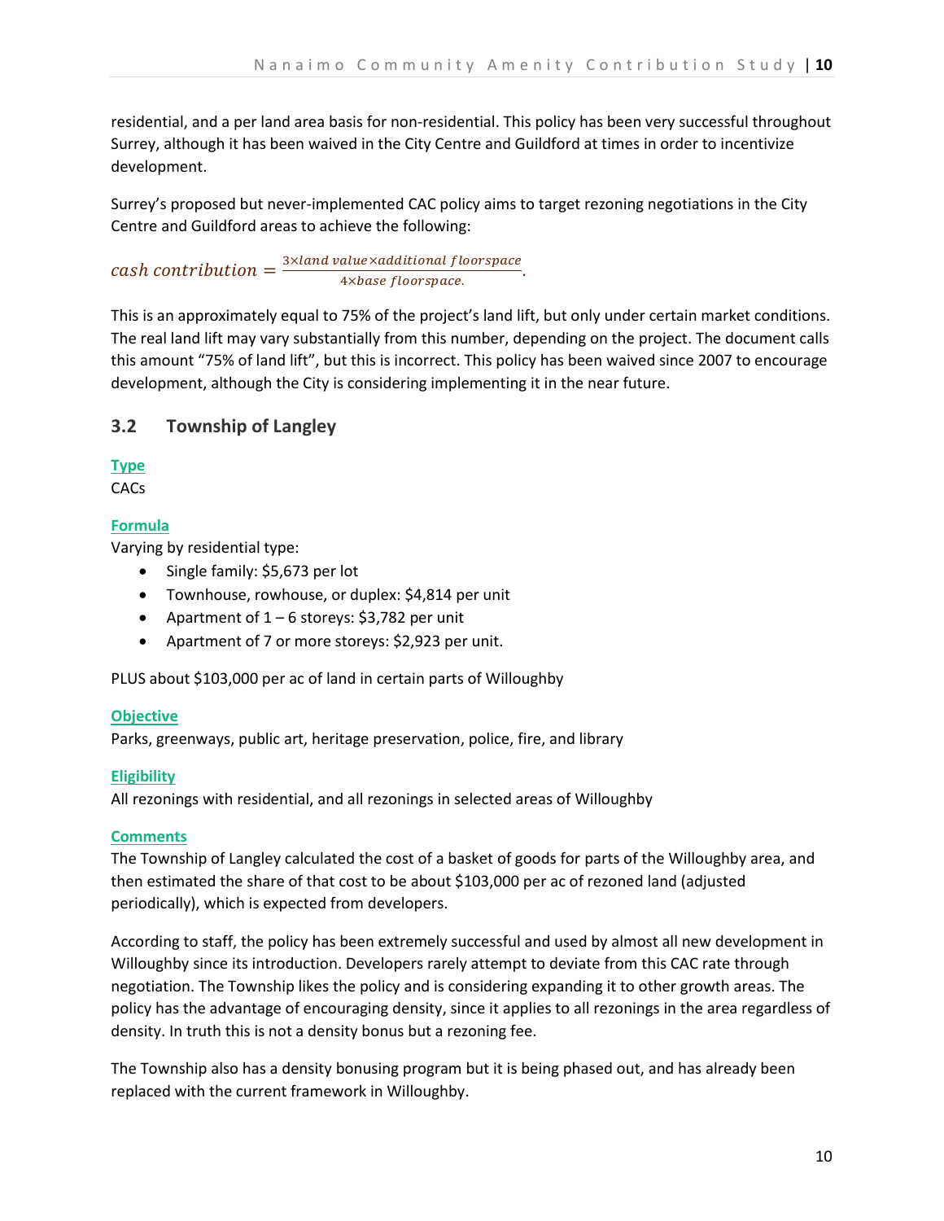residential, and a per land area basis for non-residential. This policy has been very successful throughout Surrey, although it has been waived in the City Centre and Guildford at times in order to incentivize development.

Surrey's proposed but never-implemented CAC policy aims to target rezoning negotiations in the City Centre and Guildford areas to achieve the following:

$$cash\ contribution = \frac{3 \times land\ value \times additional\ floorspace}{4 \times base\ floorspace.}.$$

This is an approximately equal to 75% of the project's land lift, but only under certain market conditions. The real land lift may vary substantially from this number, depending on the project. The document calls this amount "75% of land lift", but this is incorrect. This policy has been waived since 2007 to encourage development, although the City is considering implementing it in the near future.

## 3.2 Township of Langley

**Type**

CACs

**Formula**

Varying by residential type:

- Single family: $5,673 per lot
- Townhouse, rowhouse, or duplex: $4,814 per unit
- Apartment of 1 – 6 storeys: $3,782 per unit
- Apartment of 7 or more storeys: $2,923 per unit.

PLUS about $103,000 per ac of land in certain parts of Willoughby

**Objective**

Parks, greenways, public art, heritage preservation, police, fire, and library

**Eligibility**

All rezonings with residential, and all rezonings in selected areas of Willoughby

**Comments**

The Township of Langley calculated the cost of a basket of goods for parts of the Willoughby area, and then estimated the share of that cost to be about $103,000 per ac of rezoned land (adjusted periodically), which is expected from developers.

According to staff, the policy has been extremely successful and used by almost all new development in Willoughby since its introduction. Developers rarely attempt to deviate from this CAC rate through negotiation. The Township likes the policy and is considering expanding it to other growth areas. The policy has the advantage of encouraging density, since it applies to all rezonings in the area regardless of density. In truth this is not a density bonus but a rezoning fee.

The Township also has a density bonusing program but it is being phased out, and has already been replaced with the current framework in Willoughby.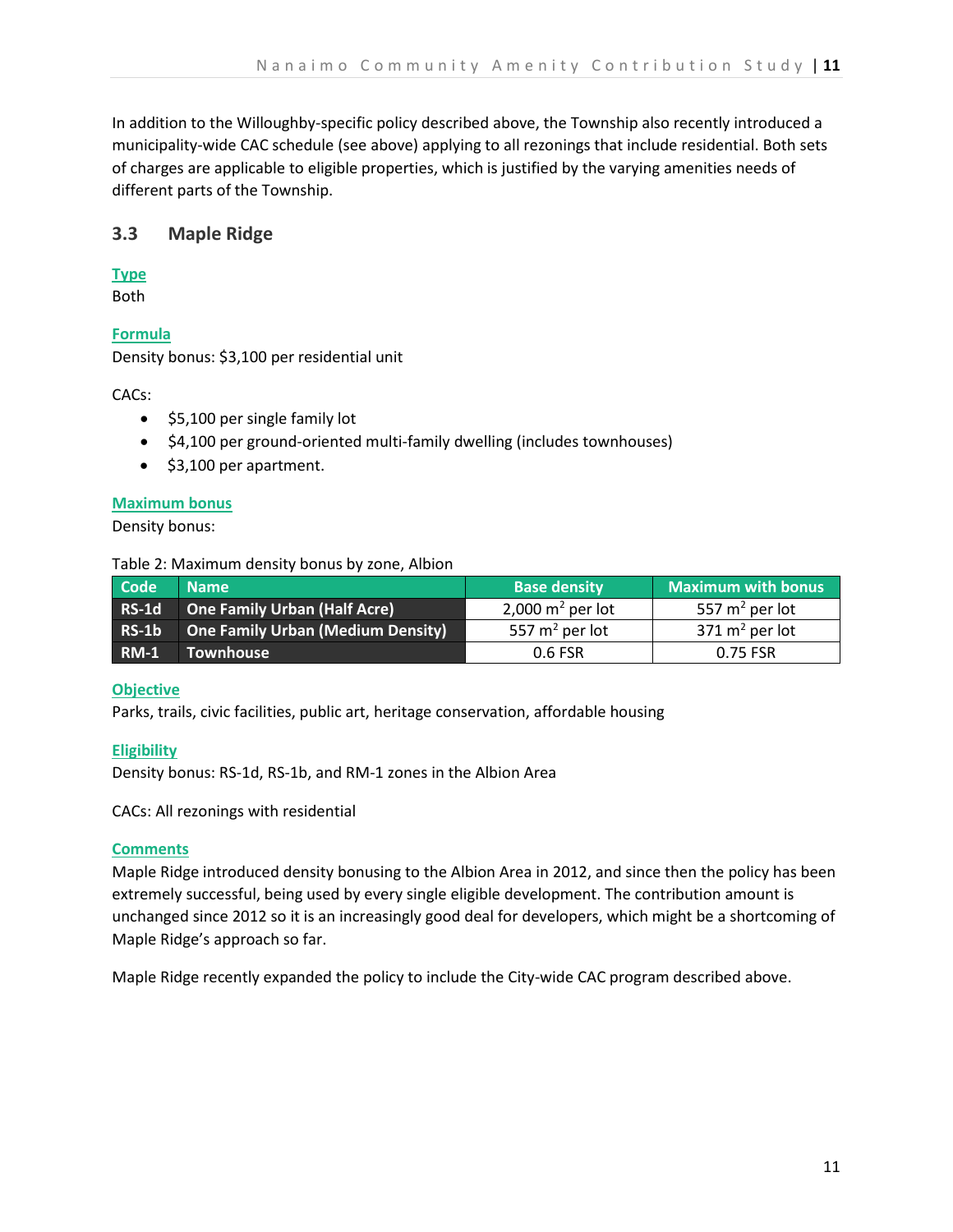In addition to the Willoughby-specific policy described above, the Township also recently introduced a municipality-wide CAC schedule (see above) applying to all rezonings that include residential. Both sets of charges are applicable to eligible properties, which is justified by the varying amenities needs of different parts of the Township.

## 3.3 Maple Ridge

**Type**
Both

**Formula**
Density bonus: $3,100 per residential unit

CACs:

- $5,100 per single family lot
- $4,100 per ground-oriented multi-family dwelling (includes townhouses)
- $3,100 per apartment.

**Maximum bonus**
Density bonus:

Table 2: Maximum density bonus by zone, Albion

| Code | Name | Base density | Maximum with bonus |
|---|---|---|---|
| RS-1d | One Family Urban (Half Acre) | 2,000 $m^2$ per lot | 557 $m^2$ per lot |
| RS-1b | One Family Urban (Medium Density) | 557 $m^2$ per lot | 371 $m^2$ per lot |
| RM-1 | Townhouse | 0.6 FSR | 0.75 FSR |

**Objective**
Parks, trails, civic facilities, public art, heritage conservation, affordable housing

**Eligibility**
Density bonus: RS-1d, RS-1b, and RM-1 zones in the Albion Area

CACs: All rezonings with residential

**Comments**
Maple Ridge introduced density bonusing to the Albion Area in 2012, and since then the policy has been extremely successful, being used by every single eligible development. The contribution amount is unchanged since 2012 so it is an increasingly good deal for developers, which might be a shortcoming of Maple Ridge's approach so far.

Maple Ridge recently expanded the policy to include the City-wide CAC program described above.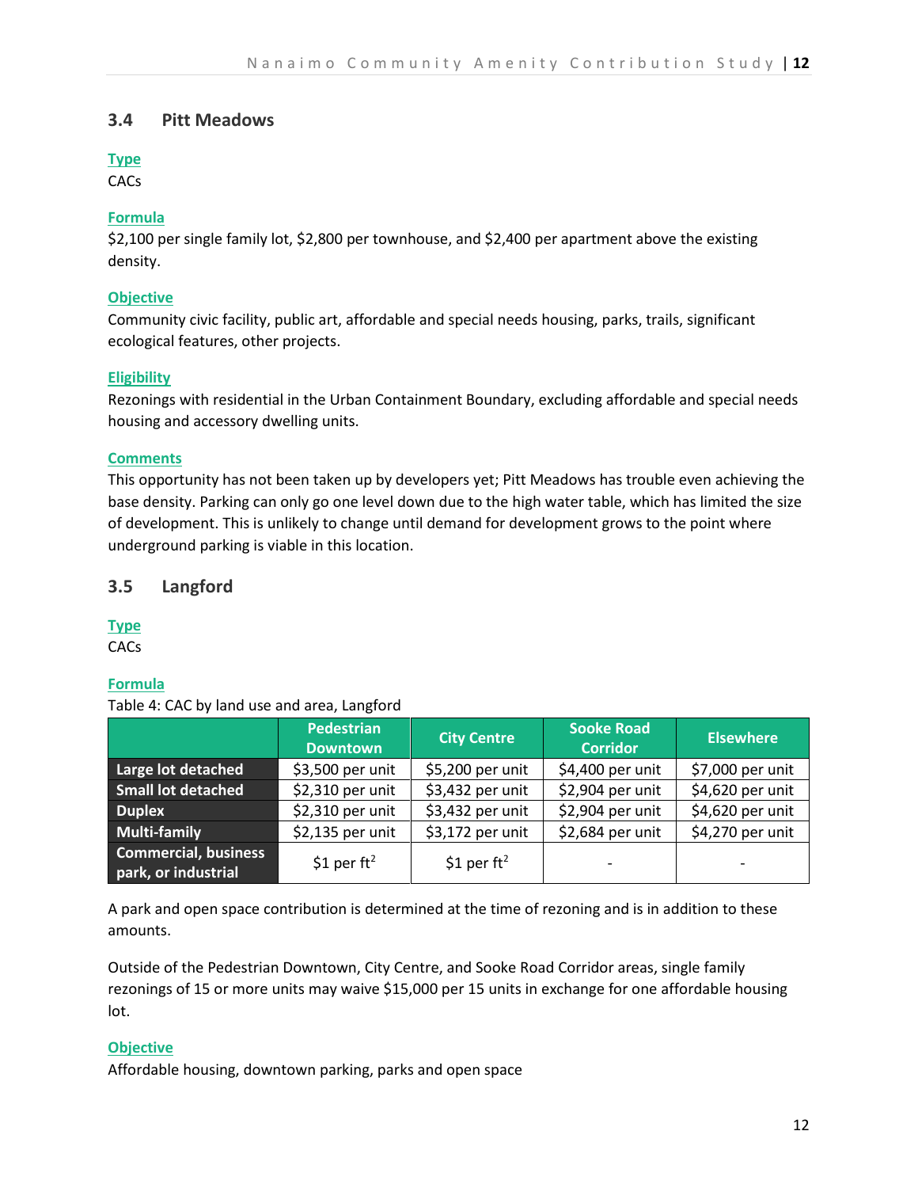## 3.4 Pitt Meadows

**Type**

CACs

**Formula**

$2,100 per single family lot, $2,800 per townhouse, and $2,400 per apartment above the existing density.

**Objective**

Community civic facility, public art, affordable and special needs housing, parks, trails, significant ecological features, other projects.

**Eligibility**

Rezonings with residential in the Urban Containment Boundary, excluding affordable and special needs housing and accessory dwelling units.

**Comments**

This opportunity has not been taken up by developers yet; Pitt Meadows has trouble even achieving the base density. Parking can only go one level down due to the high water table, which has limited the size of development. This is unlikely to change until demand for development grows to the point where underground parking is viable in this location.

## 3.5 Langford

**Type**

CACs

**Formula**

Table 4: CAC by land use and area, Langford

| | Pedestrian Downtown | City Centre | Sooke Road Corridor | Elsewhere |
|---|---|---|---|---|
| **Large lot detached** | $3,500 per unit | $5,200 per unit | $4,400 per unit | $7,000 per unit |
| **Small lot detached** | $2,310 per unit | $3,432 per unit | $2,904 per unit | $4,620 per unit |
| **Duplex** | $2,310 per unit | $3,432 per unit | $2,904 per unit | $4,620 per unit |
| **Multi-family** | $2,135 per unit | $3,172 per unit | $2,684 per unit | $4,270 per unit |
| **Commercial, business park, or industrial** | $1 per $ft^2$ | $1 per $ft^2$ | - | - |

A park and open space contribution is determined at the time of rezoning and is in addition to these amounts.

Outside of the Pedestrian Downtown, City Centre, and Sooke Road Corridor areas, single family rezonings of 15 or more units may waive $15,000 per 15 units in exchange for one affordable housing lot.

**Objective**

Affordable housing, downtown parking, parks and open space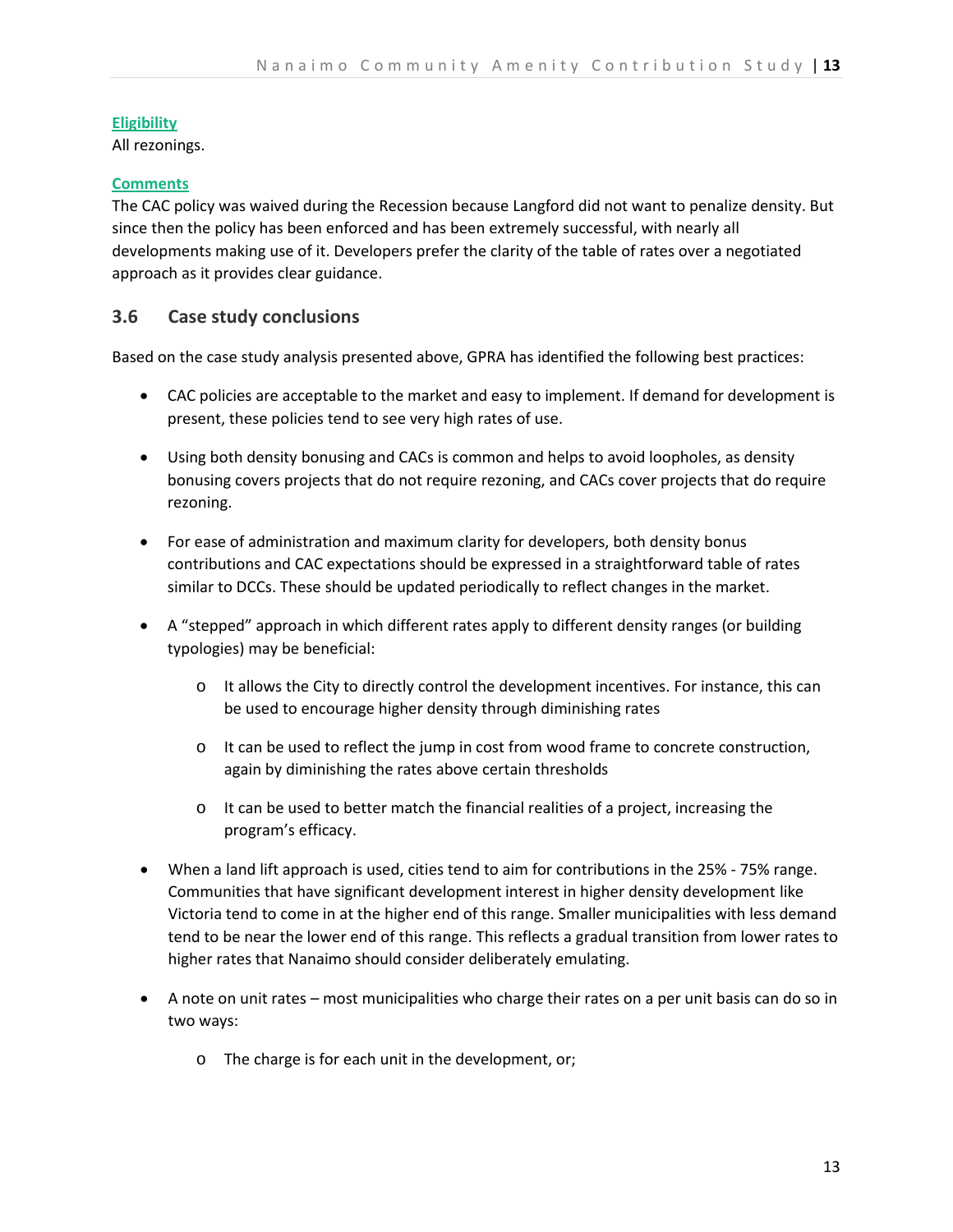**Eligibility**

All rezonings.

**Comments**

The CAC policy was waived during the Recession because Langford did not want to penalize density. But since then the policy has been enforced and has been extremely successful, with nearly all developments making use of it. Developers prefer the clarity of the table of rates over a negotiated approach as it provides clear guidance.

### 3.6 Case study conclusions

Based on the case study analysis presented above, GPRA has identified the following best practices:

- CAC policies are acceptable to the market and easy to implement. If demand for development is present, these policies tend to see very high rates of use.

- Using both density bonusing and CACs is common and helps to avoid loopholes, as density bonusing covers projects that do not require rezoning, and CACs cover projects that do require rezoning.

- For ease of administration and maximum clarity for developers, both density bonus contributions and CAC expectations should be expressed in a straightforward table of rates similar to DCCs. These should be updated periodically to reflect changes in the market.

- A "stepped" approach in which different rates apply to different density ranges (or building typologies) may be beneficial:

  - It allows the City to directly control the development incentives. For instance, this can be used to encourage higher density through diminishing rates

  - It can be used to reflect the jump in cost from wood frame to concrete construction, again by diminishing the rates above certain thresholds

  - It can be used to better match the financial realities of a project, increasing the program's efficacy.

- When a land lift approach is used, cities tend to aim for contributions in the 25% - 75% range. Communities that have significant development interest in higher density development like Victoria tend to come in at the higher end of this range. Smaller municipalities with less demand tend to be near the lower end of this range. This reflects a gradual transition from lower rates to higher rates that Nanaimo should consider deliberately emulating.

- A note on unit rates – most municipalities who charge their rates on a per unit basis can do so in two ways:

  - The charge is for each unit in the development, or;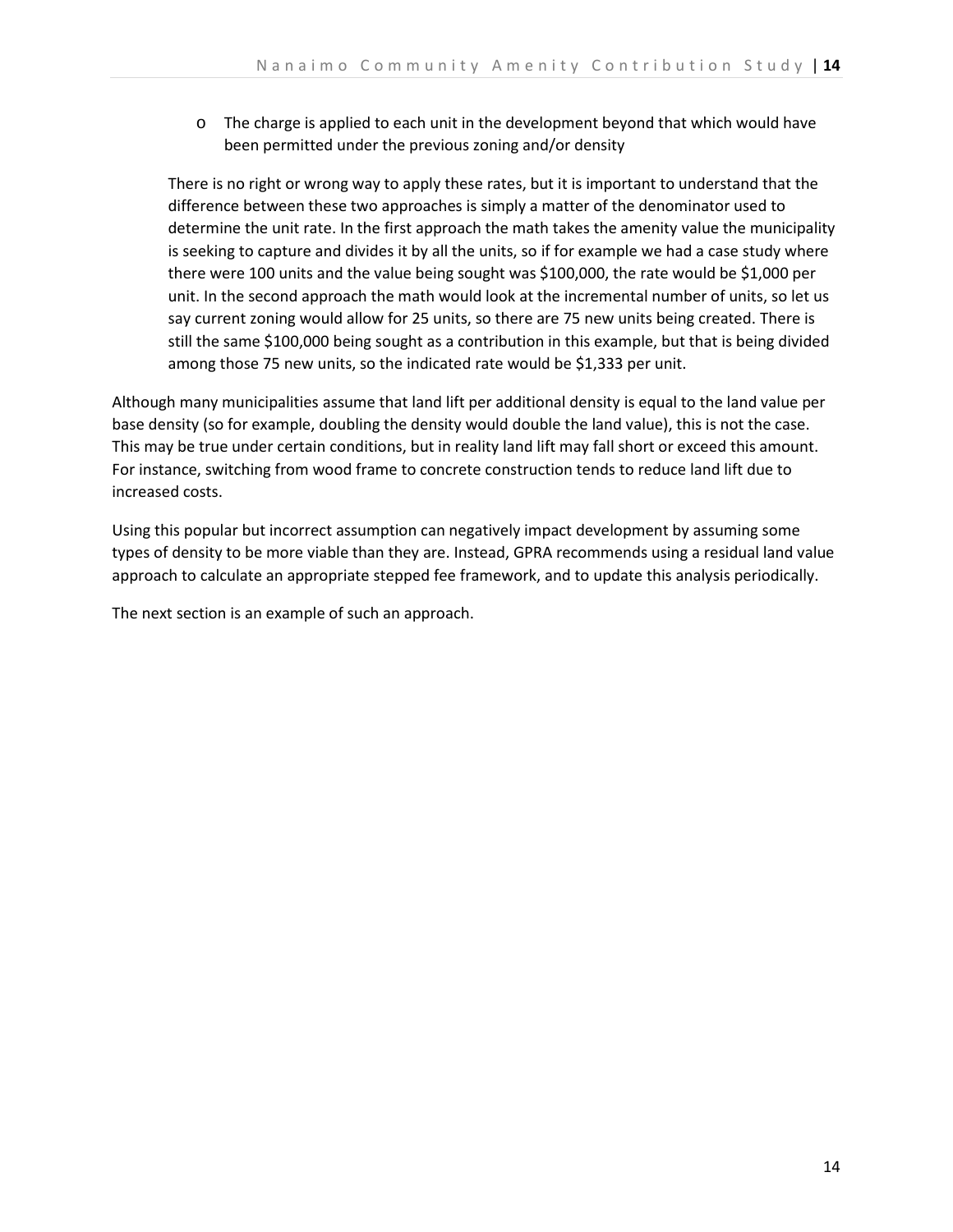- The charge is applied to each unit in the development beyond that which would have been permitted under the previous zoning and/or density

There is no right or wrong way to apply these rates, but it is important to understand that the difference between these two approaches is simply a matter of the denominator used to determine the unit rate. In the first approach the math takes the amenity value the municipality is seeking to capture and divides it by all the units, so if for example we had a case study where there were 100 units and the value being sought was $100,000, the rate would be $1,000 per unit. In the second approach the math would look at the incremental number of units, so let us say current zoning would allow for 25 units, so there are 75 new units being created. There is still the same $100,000 being sought as a contribution in this example, but that is being divided among those 75 new units, so the indicated rate would be $1,333 per unit.

Although many municipalities assume that land lift per additional density is equal to the land value per base density (so for example, doubling the density would double the land value), this is not the case. This may be true under certain conditions, but in reality land lift may fall short or exceed this amount. For instance, switching from wood frame to concrete construction tends to reduce land lift due to increased costs.

Using this popular but incorrect assumption can negatively impact development by assuming some types of density to be more viable than they are. Instead, GPRA recommends using a residual land value approach to calculate an appropriate stepped fee framework, and to update this analysis periodically.

The next section is an example of such an approach.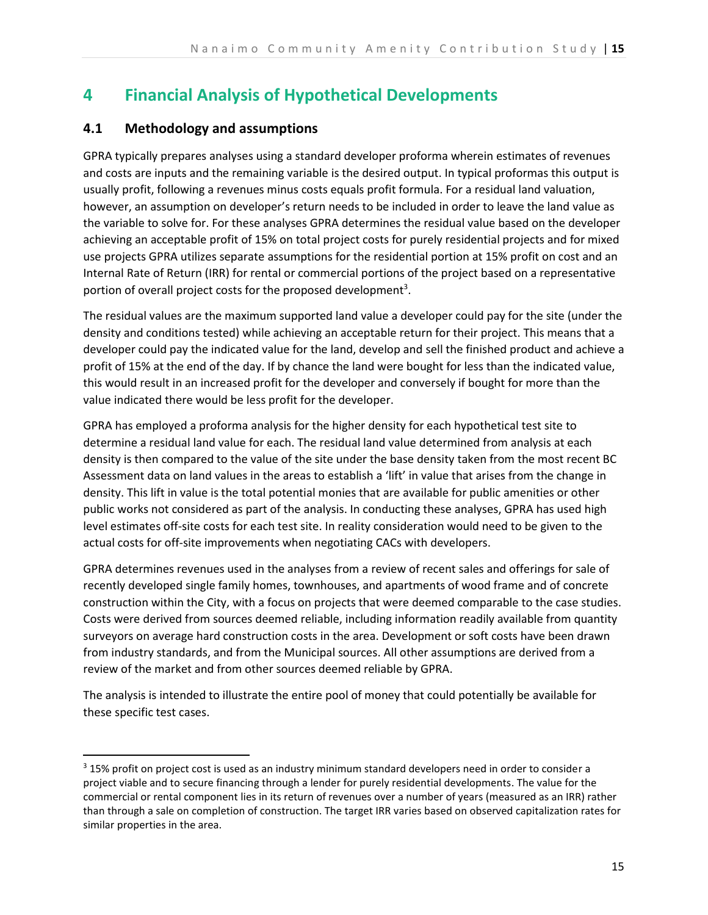# 4 Financial Analysis of Hypothetical Developments

## 4.1 Methodology and assumptions

GPRA typically prepares analyses using a standard developer proforma wherein estimates of revenues and costs are inputs and the remaining variable is the desired output. In typical proformas this output is usually profit, following a revenues minus costs equals profit formula. For a residual land valuation, however, an assumption on developer's return needs to be included in order to leave the land value as the variable to solve for. For these analyses GPRA determines the residual value based on the developer achieving an acceptable profit of 15% on total project costs for purely residential projects and for mixed use projects GPRA utilizes separate assumptions for the residential portion at 15% profit on cost and an Internal Rate of Return (IRR) for rental or commercial portions of the project based on a representative portion of overall project costs for the proposed development[3].

The residual values are the maximum supported land value a developer could pay for the site (under the density and conditions tested) while achieving an acceptable return for their project. This means that a developer could pay the indicated value for the land, develop and sell the finished product and achieve a profit of 15% at the end of the day. If by chance the land were bought for less than the indicated value, this would result in an increased profit for the developer and conversely if bought for more than the value indicated there would be less profit for the developer.

GPRA has employed a proforma analysis for the higher density for each hypothetical test site to determine a residual land value for each. The residual land value determined from analysis at each density is then compared to the value of the site under the base density taken from the most recent BC Assessment data on land values in the areas to establish a 'lift' in value that arises from the change in density. This lift in value is the total potential monies that are available for public amenities or other public works not considered as part of the analysis. In conducting these analyses, GPRA has used high level estimates off-site costs for each test site. In reality consideration would need to be given to the actual costs for off-site improvements when negotiating CACs with developers.

GPRA determines revenues used in the analyses from a review of recent sales and offerings for sale of recently developed single family homes, townhouses, and apartments of wood frame and of concrete construction within the City, with a focus on projects that were deemed comparable to the case studies. Costs were derived from sources deemed reliable, including information readily available from quantity surveyors on average hard construction costs in the area. Development or soft costs have been drawn from industry standards, and from the Municipal sources. All other assumptions are derived from a review of the market and from other sources deemed reliable by GPRA.

The analysis is intended to illustrate the entire pool of money that could potentially be available for these specific test cases.

---

[3] 15% profit on project cost is used as an industry minimum standard developers need in order to consider a project viable and to secure financing through a lender for purely residential developments. The value for the commercial or rental component lies in its return of revenues over a number of years (measured as an IRR) rather than through a sale on completion of construction. The target IRR varies based on observed capitalization rates for similar properties in the area.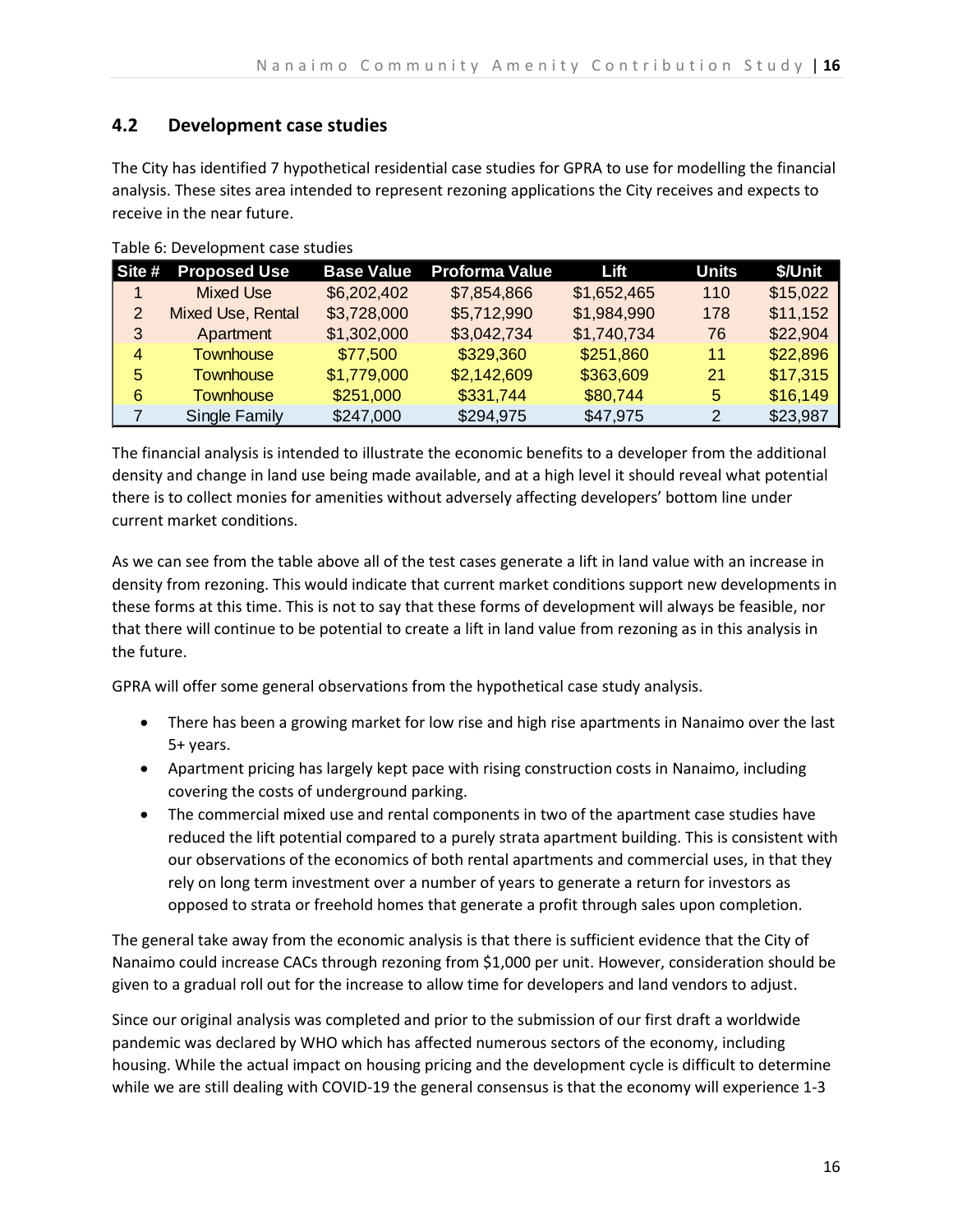## 4.2 Development case studies

The City has identified 7 hypothetical residential case studies for GPRA to use for modelling the financial analysis. These sites area intended to represent rezoning applications the City receives and expects to receive in the near future.

Table 6: Development case studies

| Site # | Proposed Use | Base Value | Proforma Value | Lift | Units | $/Unit |
|---|---|---|---|---|---|---|
| 1 | Mixed Use | $6,202,402 | $7,854,866 | $1,652,465 | 110 | $15,022 |
| 2 | Mixed Use, Rental | $3,728,000 | $5,712,990 | $1,984,990 | 178 | $11,152 |
| 3 | Apartment | $1,302,000 | $3,042,734 | $1,740,734 | 76 | $22,904 |
| 4 | Townhouse | $77,500 | $329,360 | $251,860 | 11 | $22,896 |
| 5 | Townhouse | $1,779,000 | $2,142,609 | $363,609 | 21 | $17,315 |
| 6 | Townhouse | $251,000 | $331,744 | $80,744 | 5 | $16,149 |
| 7 | Single Family | $247,000 | $294,975 | $47,975 | 2 | $23,987 |

The financial analysis is intended to illustrate the economic benefits to a developer from the additional density and change in land use being made available, and at a high level it should reveal what potential there is to collect monies for amenities without adversely affecting developers' bottom line under current market conditions.

As we can see from the table above all of the test cases generate a lift in land value with an increase in density from rezoning. This would indicate that current market conditions support new developments in these forms at this time. This is not to say that these forms of development will always be feasible, nor that there will continue to be potential to create a lift in land value from rezoning as in this analysis in the future.

GPRA will offer some general observations from the hypothetical case study analysis.

- There has been a growing market for low rise and high rise apartments in Nanaimo over the last 5+ years.
- Apartment pricing has largely kept pace with rising construction costs in Nanaimo, including covering the costs of underground parking.
- The commercial mixed use and rental components in two of the apartment case studies have reduced the lift potential compared to a purely strata apartment building. This is consistent with our observations of the economics of both rental apartments and commercial uses, in that they rely on long term investment over a number of years to generate a return for investors as opposed to strata or freehold homes that generate a profit through sales upon completion.

The general take away from the economic analysis is that there is sufficient evidence that the City of Nanaimo could increase CACs through rezoning from $1,000 per unit. However, consideration should be given to a gradual roll out for the increase to allow time for developers and land vendors to adjust.

Since our original analysis was completed and prior to the submission of our first draft a worldwide pandemic was declared by WHO which has affected numerous sectors of the economy, including housing. While the actual impact on housing pricing and the development cycle is difficult to determine while we are still dealing with COVID-19 the general consensus is that the economy will experience 1-3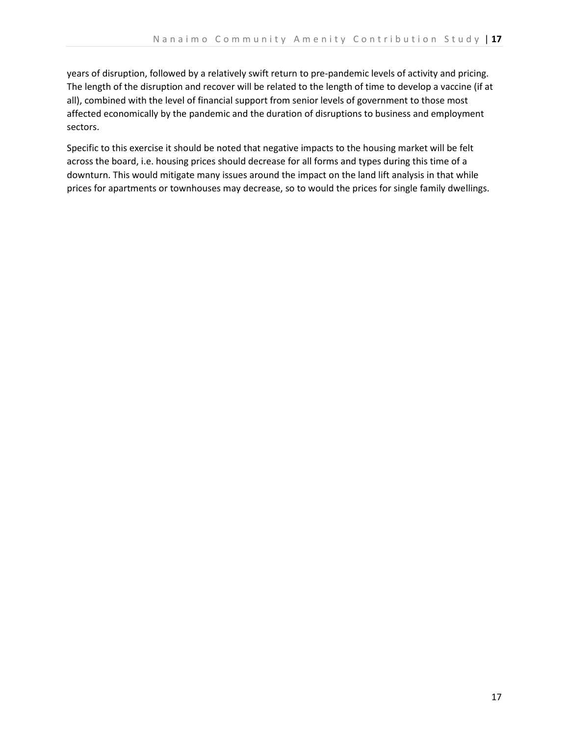years of disruption, followed by a relatively swift return to pre-pandemic levels of activity and pricing. The length of the disruption and recover will be related to the length of time to develop a vaccine (if at all), combined with the level of financial support from senior levels of government to those most affected economically by the pandemic and the duration of disruptions to business and employment sectors.

Specific to this exercise it should be noted that negative impacts to the housing market will be felt across the board, i.e. housing prices should decrease for all forms and types during this time of a downturn. This would mitigate many issues around the impact on the land lift analysis in that while prices for apartments or townhouses may decrease, so to would the prices for single family dwellings.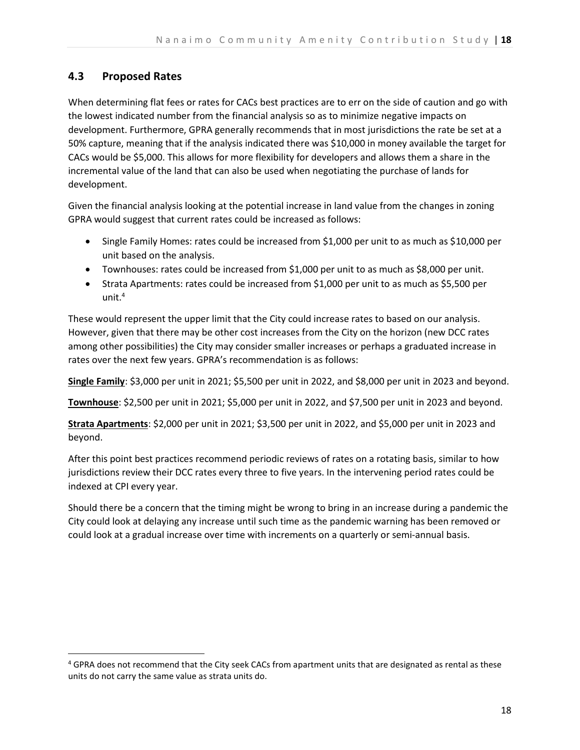## 4.3 Proposed Rates

When determining flat fees or rates for CACs best practices are to err on the side of caution and go with the lowest indicated number from the financial analysis so as to minimize negative impacts on development. Furthermore, GPRA generally recommends that in most jurisdictions the rate be set at a 50% capture, meaning that if the analysis indicated there was $10,000 in money available the target for CACs would be $5,000. This allows for more flexibility for developers and allows them a share in the incremental value of the land that can also be used when negotiating the purchase of lands for development.

Given the financial analysis looking at the potential increase in land value from the changes in zoning GPRA would suggest that current rates could be increased as follows:

- Single Family Homes: rates could be increased from $1,000 per unit to as much as $10,000 per unit based on the analysis.
- Townhouses: rates could be increased from $1,000 per unit to as much as $8,000 per unit.
- Strata Apartments: rates could be increased from $1,000 per unit to as much as $5,500 per unit.[4]

These would represent the upper limit that the City could increase rates to based on our analysis. However, given that there may be other cost increases from the City on the horizon (new DCC rates among other possibilities) the City may consider smaller increases or perhaps a graduated increase in rates over the next few years. GPRA's recommendation is as follows:

**Single Family**: $3,000 per unit in 2021; $5,500 per unit in 2022, and $8,000 per unit in 2023 and beyond.

**Townhouse**: $2,500 per unit in 2021; $5,000 per unit in 2022, and $7,500 per unit in 2023 and beyond.

**Strata Apartments**: $2,000 per unit in 2021; $3,500 per unit in 2022, and $5,000 per unit in 2023 and beyond.

After this point best practices recommend periodic reviews of rates on a rotating basis, similar to how jurisdictions review their DCC rates every three to five years. In the intervening period rates could be indexed at CPI every year.

Should there be a concern that the timing might be wrong to bring in an increase during a pandemic the City could look at delaying any increase until such time as the pandemic warning has been removed or could look at a gradual increase over time with increments on a quarterly or semi-annual basis.

[4] GPRA does not recommend that the City seek CACs from apartment units that are designated as rental as these units do not carry the same value as strata units do.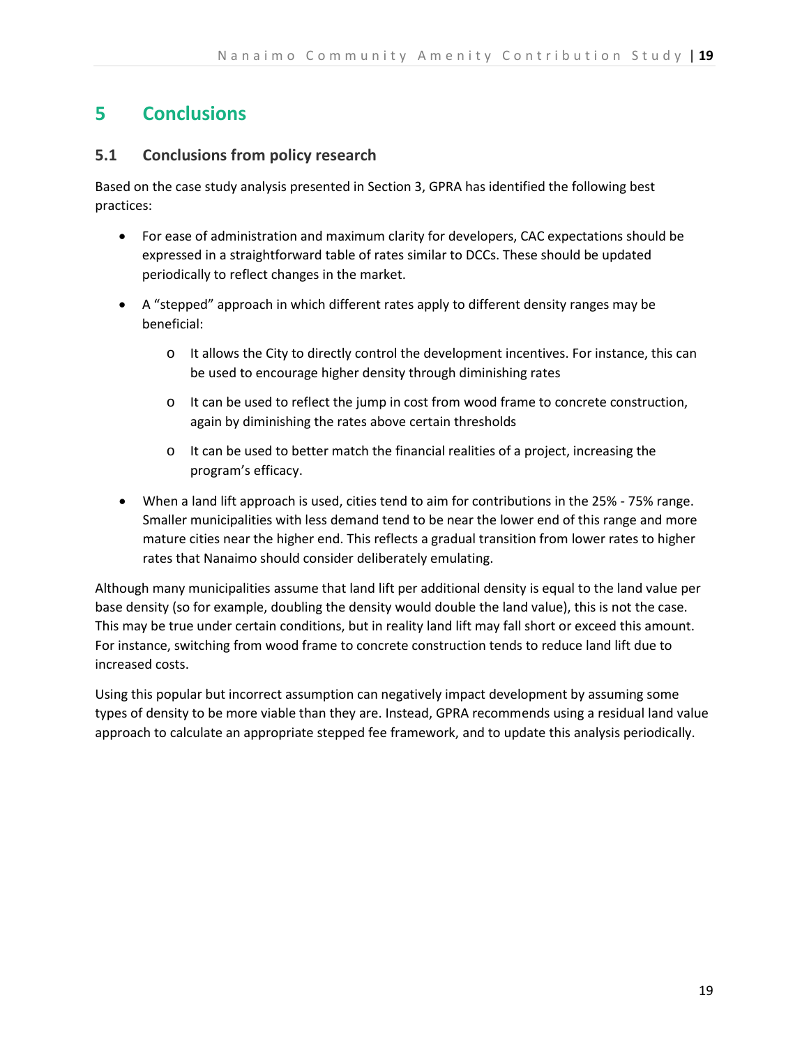# 5 Conclusions

## 5.1 Conclusions from policy research

Based on the case study analysis presented in Section 3, GPRA has identified the following best practices:

- For ease of administration and maximum clarity for developers, CAC expectations should be expressed in a straightforward table of rates similar to DCCs. These should be updated periodically to reflect changes in the market.
- A "stepped" approach in which different rates apply to different density ranges may be beneficial:
  - It allows the City to directly control the development incentives. For instance, this can be used to encourage higher density through diminishing rates
  - It can be used to reflect the jump in cost from wood frame to concrete construction, again by diminishing the rates above certain thresholds
  - It can be used to better match the financial realities of a project, increasing the program's efficacy.
- When a land lift approach is used, cities tend to aim for contributions in the 25% - 75% range. Smaller municipalities with less demand tend to be near the lower end of this range and more mature cities near the higher end. This reflects a gradual transition from lower rates to higher rates that Nanaimo should consider deliberately emulating.

Although many municipalities assume that land lift per additional density is equal to the land value per base density (so for example, doubling the density would double the land value), this is not the case. This may be true under certain conditions, but in reality land lift may fall short or exceed this amount. For instance, switching from wood frame to concrete construction tends to reduce land lift due to increased costs.

Using this popular but incorrect assumption can negatively impact development by assuming some types of density to be more viable than they are. Instead, GPRA recommends using a residual land value approach to calculate an appropriate stepped fee framework, and to update this analysis periodically.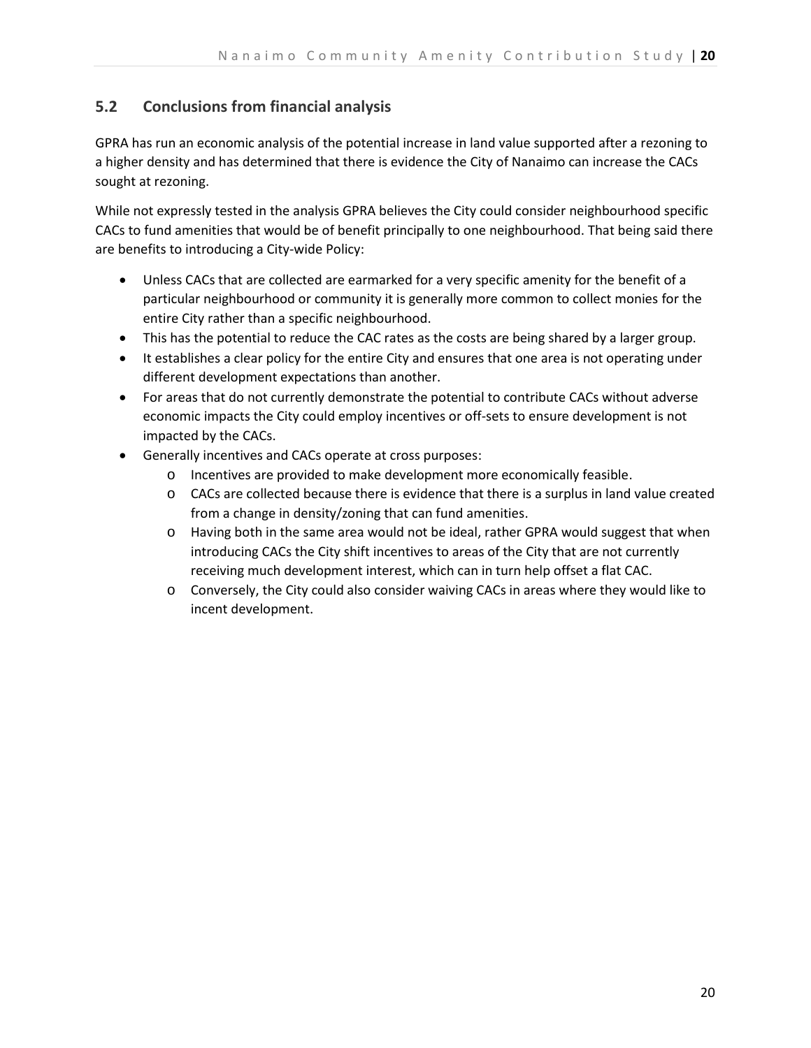## 5.2 Conclusions from financial analysis

GPRA has run an economic analysis of the potential increase in land value supported after a rezoning to a higher density and has determined that there is evidence the City of Nanaimo can increase the CACs sought at rezoning.

While not expressly tested in the analysis GPRA believes the City could consider neighbourhood specific CACs to fund amenities that would be of benefit principally to one neighbourhood. That being said there are benefits to introducing a City-wide Policy:

- Unless CACs that are collected are earmarked for a very specific amenity for the benefit of a particular neighbourhood or community it is generally more common to collect monies for the entire City rather than a specific neighbourhood.
- This has the potential to reduce the CAC rates as the costs are being shared by a larger group.
- It establishes a clear policy for the entire City and ensures that one area is not operating under different development expectations than another.
- For areas that do not currently demonstrate the potential to contribute CACs without adverse economic impacts the City could employ incentives or off-sets to ensure development is not impacted by the CACs.
- Generally incentives and CACs operate at cross purposes:
  - Incentives are provided to make development more economically feasible.
  - CACs are collected because there is evidence that there is a surplus in land value created from a change in density/zoning that can fund amenities.
  - Having both in the same area would not be ideal, rather GPRA would suggest that when introducing CACs the City shift incentives to areas of the City that are not currently receiving much development interest, which can in turn help offset a flat CAC.
  - Conversely, the City could also consider waiving CACs in areas where they would like to incent development.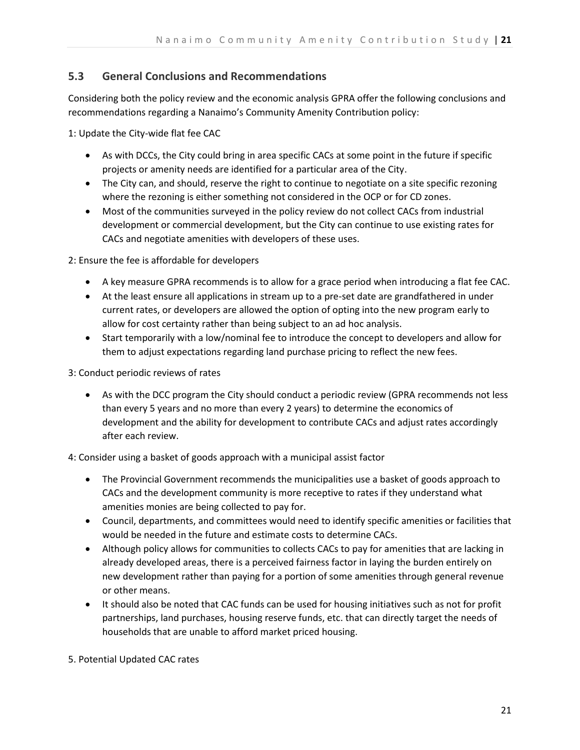## 5.3 General Conclusions and Recommendations

Considering both the policy review and the economic analysis GPRA offer the following conclusions and recommendations regarding a Nanaimo's Community Amenity Contribution policy:

1: Update the City-wide flat fee CAC

- As with DCCs, the City could bring in area specific CACs at some point in the future if specific projects or amenity needs are identified for a particular area of the City.
- The City can, and should, reserve the right to continue to negotiate on a site specific rezoning where the rezoning is either something not considered in the OCP or for CD zones.
- Most of the communities surveyed in the policy review do not collect CACs from industrial development or commercial development, but the City can continue to use existing rates for CACs and negotiate amenities with developers of these uses.

2: Ensure the fee is affordable for developers

- A key measure GPRA recommends is to allow for a grace period when introducing a flat fee CAC.
- At the least ensure all applications in stream up to a pre-set date are grandfathered in under current rates, or developers are allowed the option of opting into the new program early to allow for cost certainty rather than being subject to an ad hoc analysis.
- Start temporarily with a low/nominal fee to introduce the concept to developers and allow for them to adjust expectations regarding land purchase pricing to reflect the new fees.

3: Conduct periodic reviews of rates

- As with the DCC program the City should conduct a periodic review (GPRA recommends not less than every 5 years and no more than every 2 years) to determine the economics of development and the ability for development to contribute CACs and adjust rates accordingly after each review.

4: Consider using a basket of goods approach with a municipal assist factor

- The Provincial Government recommends the municipalities use a basket of goods approach to CACs and the development community is more receptive to rates if they understand what amenities monies are being collected to pay for.
- Council, departments, and committees would need to identify specific amenities or facilities that would be needed in the future and estimate costs to determine CACs.
- Although policy allows for communities to collects CACs to pay for amenities that are lacking in already developed areas, there is a perceived fairness factor in laying the burden entirely on new development rather than paying for a portion of some amenities through general revenue or other means.
- It should also be noted that CAC funds can be used for housing initiatives such as not for profit partnerships, land purchases, housing reserve funds, etc. that can directly target the needs of households that are unable to afford market priced housing.

5. Potential Updated CAC rates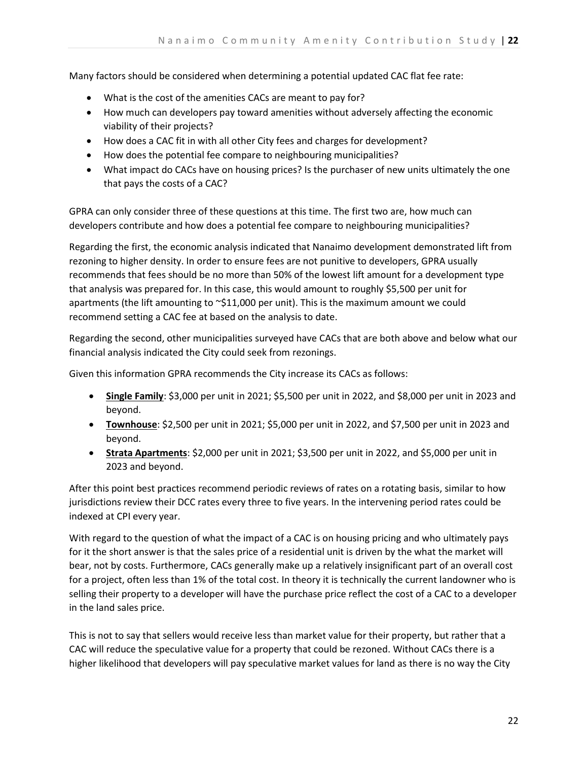Many factors should be considered when determining a potential updated CAC flat fee rate:

- What is the cost of the amenities CACs are meant to pay for?
- How much can developers pay toward amenities without adversely affecting the economic viability of their projects?
- How does a CAC fit in with all other City fees and charges for development?
- How does the potential fee compare to neighbouring municipalities?
- What impact do CACs have on housing prices? Is the purchaser of new units ultimately the one that pays the costs of a CAC?

GPRA can only consider three of these questions at this time. The first two are, how much can developers contribute and how does a potential fee compare to neighbouring municipalities?

Regarding the first, the economic analysis indicated that Nanaimo development demonstrated lift from rezoning to higher density. In order to ensure fees are not punitive to developers, GPRA usually recommends that fees should be no more than 50% of the lowest lift amount for a development type that analysis was prepared for. In this case, this would amount to roughly $5,500 per unit for apartments (the lift amounting to ~$11,000 per unit). This is the maximum amount we could recommend setting a CAC fee at based on the analysis to date.

Regarding the second, other municipalities surveyed have CACs that are both above and below what our financial analysis indicated the City could seek from rezonings.

Given this information GPRA recommends the City increase its CACs as follows:

- **Single Family**: $3,000 per unit in 2021; $5,500 per unit in 2022, and $8,000 per unit in 2023 and beyond.
- **Townhouse**: $2,500 per unit in 2021; $5,000 per unit in 2022, and $7,500 per unit in 2023 and beyond.
- **Strata Apartments**: $2,000 per unit in 2021; $3,500 per unit in 2022, and $5,000 per unit in 2023 and beyond.

After this point best practices recommend periodic reviews of rates on a rotating basis, similar to how jurisdictions review their DCC rates every three to five years. In the intervening period rates could be indexed at CPI every year.

With regard to the question of what the impact of a CAC is on housing pricing and who ultimately pays for it the short answer is that the sales price of a residential unit is driven by the what the market will bear, not by costs. Furthermore, CACs generally make up a relatively insignificant part of an overall cost for a project, often less than 1% of the total cost. In theory it is technically the current landowner who is selling their property to a developer will have the purchase price reflect the cost of a CAC to a developer in the land sales price.

This is not to say that sellers would receive less than market value for their property, but rather that a CAC will reduce the speculative value for a property that could be rezoned. Without CACs there is a higher likelihood that developers will pay speculative market values for land as there is no way the City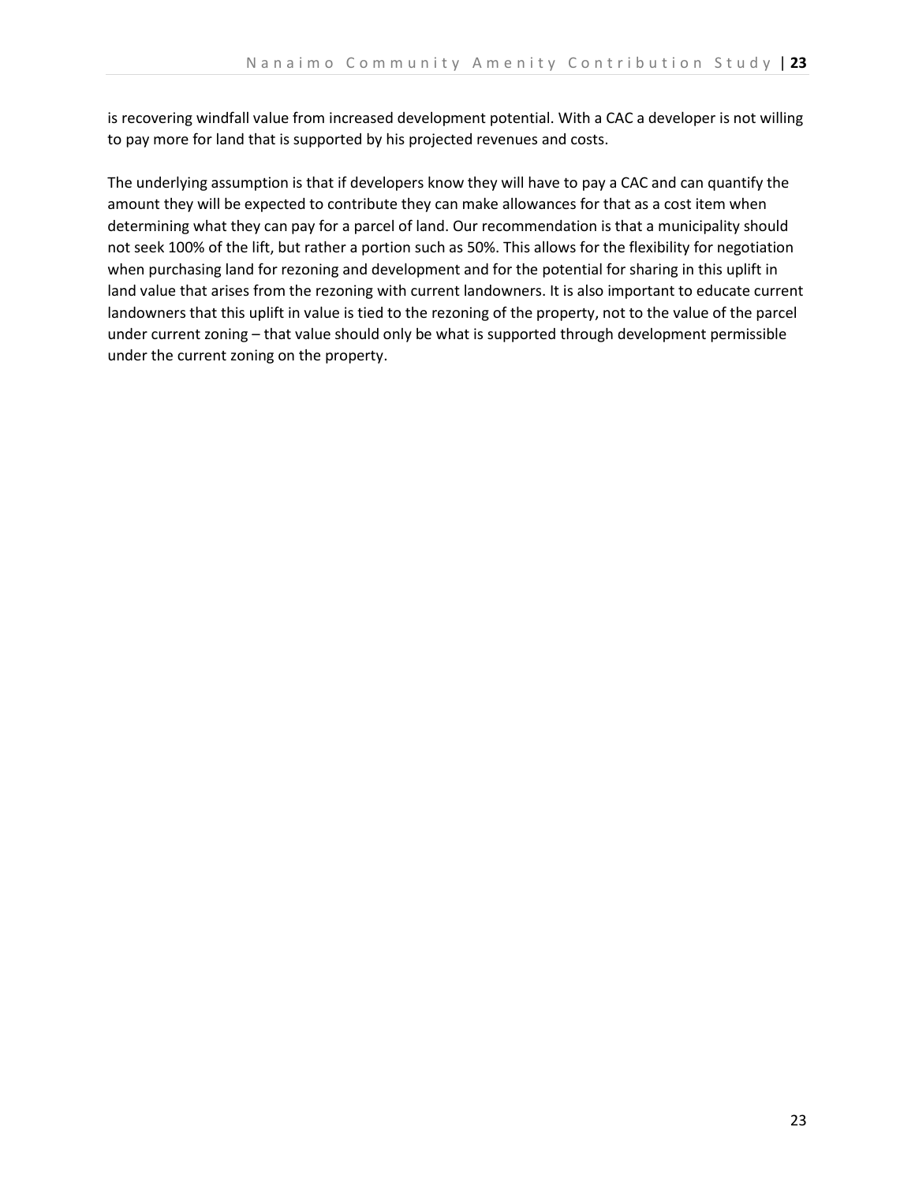is recovering windfall value from increased development potential. With a CAC a developer is not willing to pay more for land that is supported by his projected revenues and costs.

The underlying assumption is that if developers know they will have to pay a CAC and can quantify the amount they will be expected to contribute they can make allowances for that as a cost item when determining what they can pay for a parcel of land. Our recommendation is that a municipality should not seek 100% of the lift, but rather a portion such as 50%. This allows for the flexibility for negotiation when purchasing land for rezoning and development and for the potential for sharing in this uplift in land value that arises from the rezoning with current landowners. It is also important to educate current landowners that this uplift in value is tied to the rezoning of the property, not to the value of the parcel under current zoning – that value should only be what is supported through development permissible under the current zoning on the property.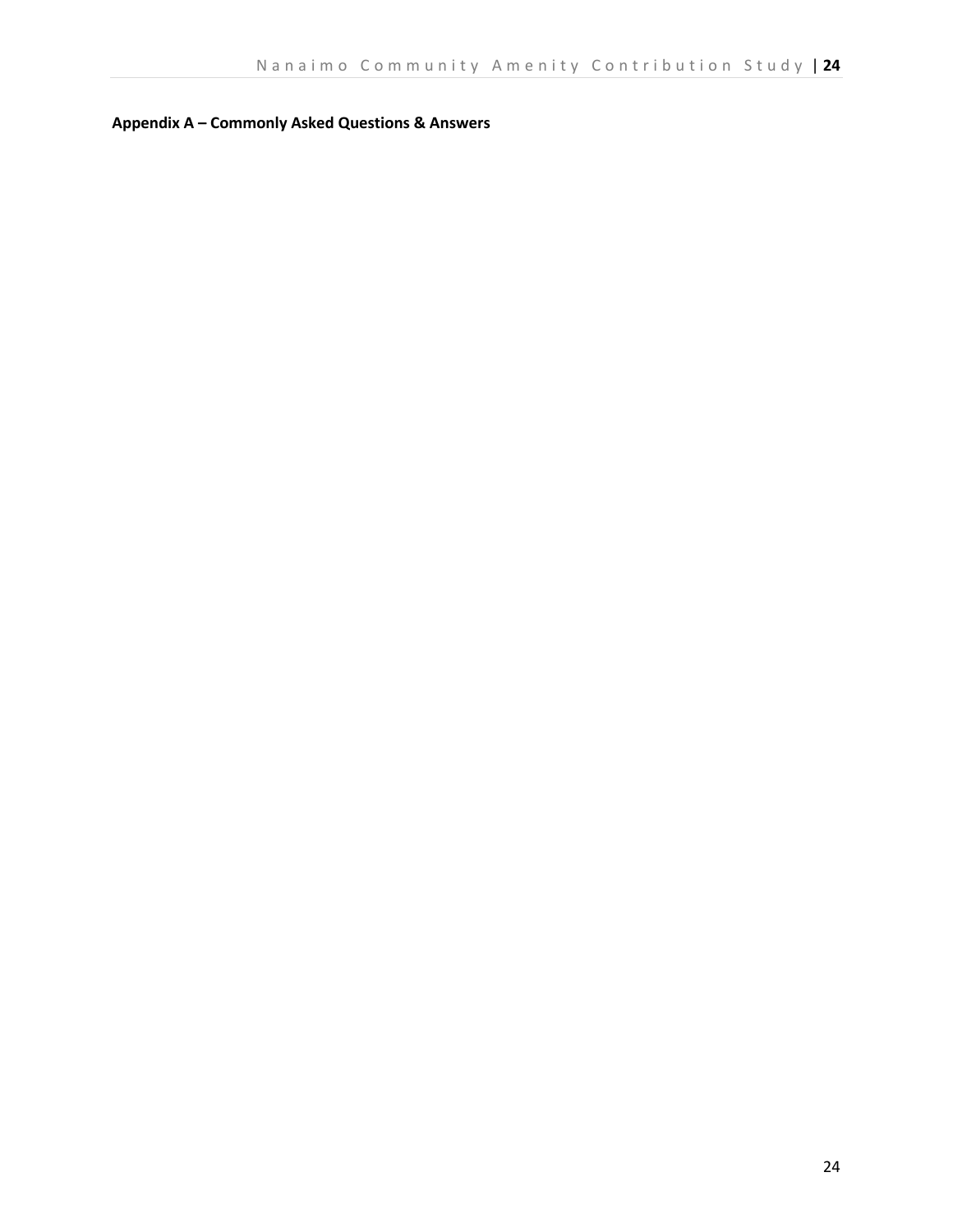## Appendix A – Commonly Asked Questions & Answers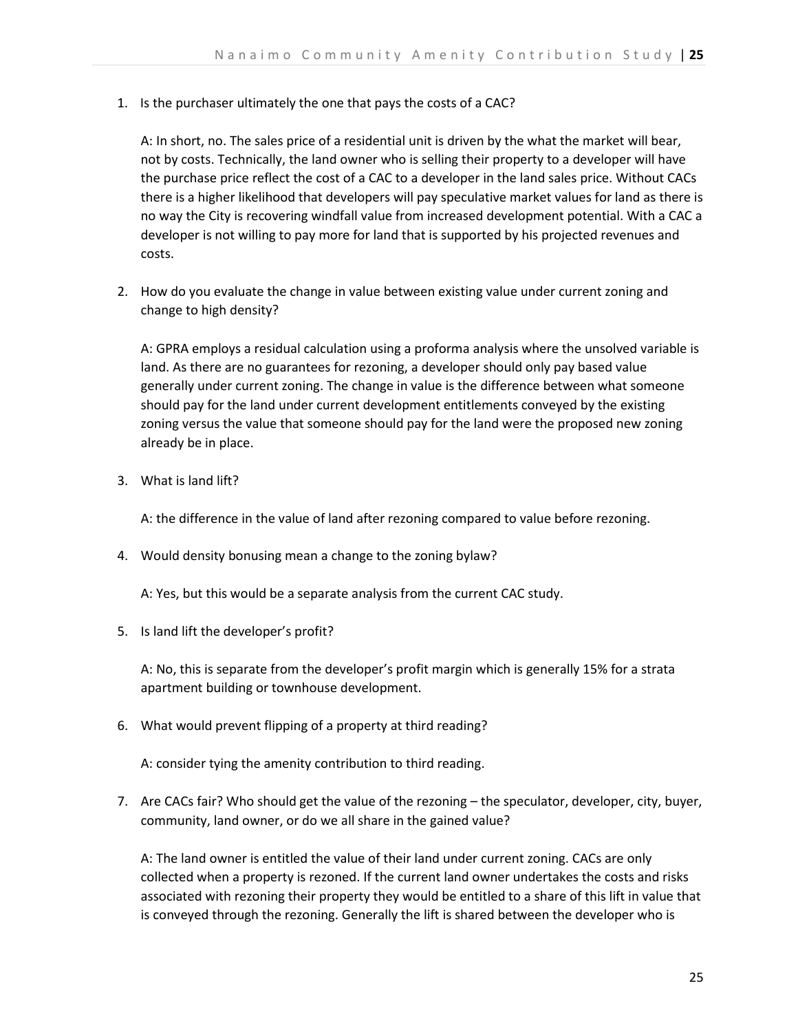1. Is the purchaser ultimately the one that pays the costs of a CAC?

   A: In short, no. The sales price of a residential unit is driven by the what the market will bear, not by costs. Technically, the land owner who is selling their property to a developer will have the purchase price reflect the cost of a CAC to a developer in the land sales price. Without CACs there is a higher likelihood that developers will pay speculative market values for land as there is no way the City is recovering windfall value from increased development potential. With a CAC a developer is not willing to pay more for land that is supported by his projected revenues and costs.

2. How do you evaluate the change in value between existing value under current zoning and change to high density?

   A: GPRA employs a residual calculation using a proforma analysis where the unsolved variable is land. As there are no guarantees for rezoning, a developer should only pay based value generally under current zoning. The change in value is the difference between what someone should pay for the land under current development entitlements conveyed by the existing zoning versus the value that someone should pay for the land were the proposed new zoning already be in place.

3. What is land lift?

   A: the difference in the value of land after rezoning compared to value before rezoning.

4. Would density bonusing mean a change to the zoning bylaw?

   A: Yes, but this would be a separate analysis from the current CAC study.

5. Is land lift the developer's profit?

   A: No, this is separate from the developer's profit margin which is generally 15% for a strata apartment building or townhouse development.

6. What would prevent flipping of a property at third reading?

   A: consider tying the amenity contribution to third reading.

7. Are CACs fair? Who should get the value of the rezoning – the speculator, developer, city, buyer, community, land owner, or do we all share in the gained value?

   A: The land owner is entitled the value of their land under current zoning. CACs are only collected when a property is rezoned. If the current land owner undertakes the costs and risks associated with rezoning their property they would be entitled to a share of this lift in value that is conveyed through the rezoning. Generally the lift is shared between the developer who is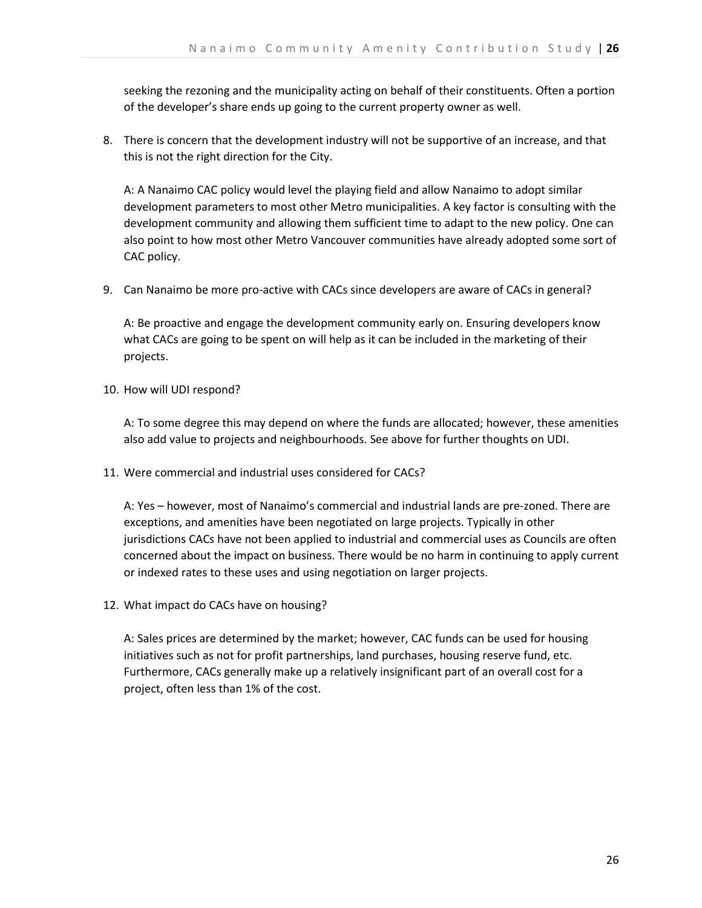seeking the rezoning and the municipality acting on behalf of their constituents. Often a portion of the developer's share ends up going to the current property owner as well.

8. There is concern that the development industry will not be supportive of an increase, and that this is not the right direction for the City.

   A: A Nanaimo CAC policy would level the playing field and allow Nanaimo to adopt similar development parameters to most other Metro municipalities. A key factor is consulting with the development community and allowing them sufficient time to adapt to the new policy. One can also point to how most other Metro Vancouver communities have already adopted some sort of CAC policy.

9. Can Nanaimo be more pro-active with CACs since developers are aware of CACs in general?

   A: Be proactive and engage the development community early on. Ensuring developers know what CACs are going to be spent on will help as it can be included in the marketing of their projects.

10. How will UDI respond?

    A: To some degree this may depend on where the funds are allocated; however, these amenities also add value to projects and neighbourhoods. See above for further thoughts on UDI.

11. Were commercial and industrial uses considered for CACs?

    A: Yes – however, most of Nanaimo's commercial and industrial lands are pre-zoned. There are exceptions, and amenities have been negotiated on large projects. Typically in other jurisdictions CACs have not been applied to industrial and commercial uses as Councils are often concerned about the impact on business. There would be no harm in continuing to apply current or indexed rates to these uses and using negotiation on larger projects.

12. What impact do CACs have on housing?

    A: Sales prices are determined by the market; however, CAC funds can be used for housing initiatives such as not for profit partnerships, land purchases, housing reserve fund, etc. Furthermore, CACs generally make up a relatively insignificant part of an overall cost for a project, often less than 1% of the cost.